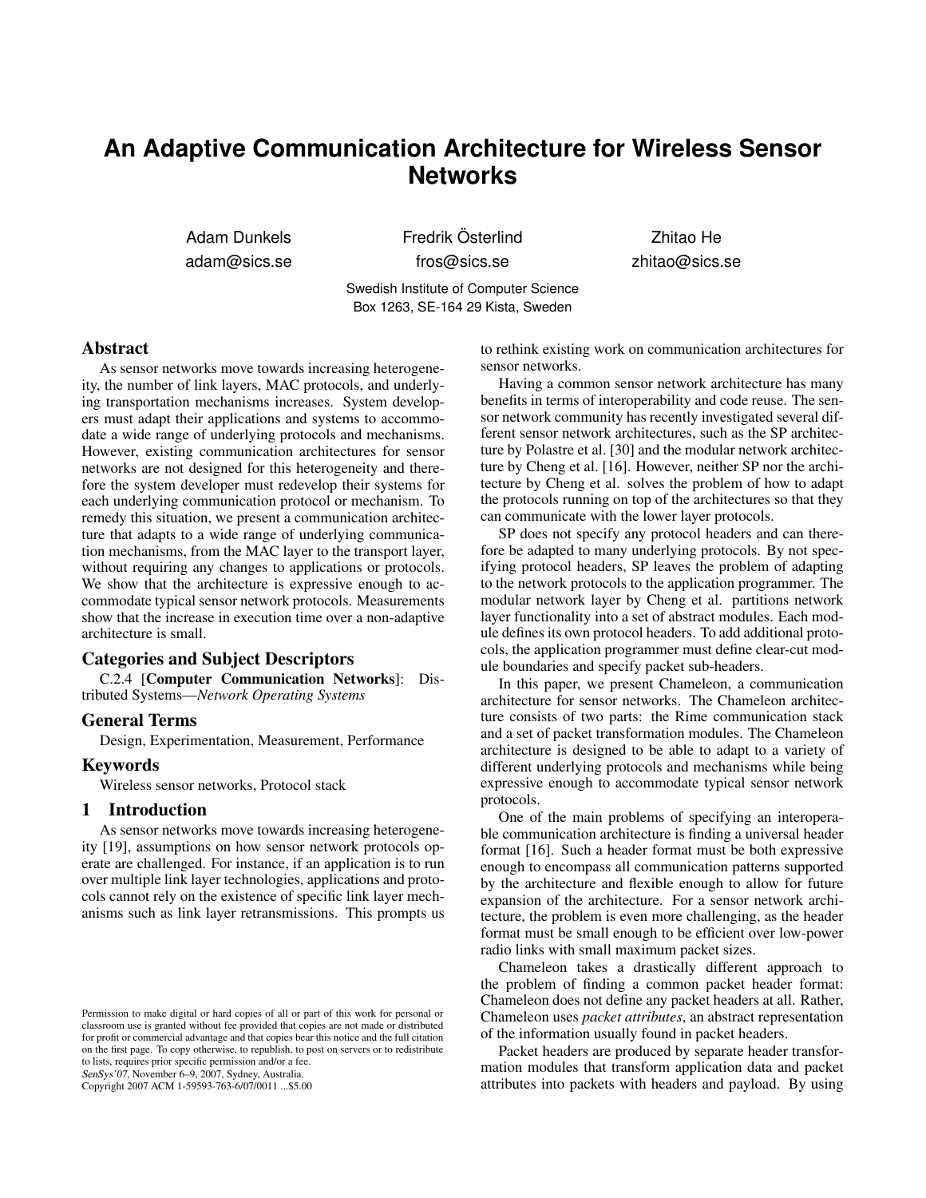# An Adaptive Communication Architecture for Wireless Sensor Networks

Adam Dunkels
adam@sics.se

Fredrik Österlind
fros@sics.se

Zhitao He
zhitao@sics.se

Swedish Institute of Computer Science
Box 1263, SE-164 29 Kista, Sweden

## Abstract

As sensor networks move towards increasing heterogeneity, the number of link layers, MAC protocols, and underlying transportation mechanisms increases. System developers must adapt their applications and systems to accommodate a wide range of underlying protocols and mechanisms. However, existing communication architectures for sensor networks are not designed for this heterogeneity and therefore the system developer must redevelop their systems for each underlying communication protocol or mechanism. To remedy this situation, we present a communication architecture that adapts to a wide range of underlying communication mechanisms, from the MAC layer to the transport layer, without requiring any changes to applications or protocols. We show that the architecture is expressive enough to accommodate typical sensor network protocols. Measurements show that the increase in execution time over a non-adaptive architecture is small.

## Categories and Subject Descriptors

C.2.4 [**Computer Communication Networks**]: Distributed Systems—*Network Operating Systems*

## General Terms

Design, Experimentation, Measurement, Performance

## Keywords

Wireless sensor networks, Protocol stack

## 1 Introduction

As sensor networks move towards increasing heterogeneity [19], assumptions on how sensor network protocols operate are challenged. For instance, if an application is to run over multiple link layer technologies, applications and protocols cannot rely on the existence of specific link layer mechanisms such as link layer retransmissions. This prompts us to rethink existing work on communication architectures for sensor networks.

Having a common sensor network architecture has many benefits in terms of interoperability and code reuse. The sensor network community has recently investigated several different sensor network architectures, such as the SP architecture by Polastre et al. [30] and the modular network architecture by Cheng et al. [16]. However, neither SP nor the architecture by Cheng et al. solves the problem of how to adapt the protocols running on top of the architectures so that they can communicate with the lower layer protocols.

SP does not specify any protocol headers and can therefore be adapted to many underlying protocols. By not specifying protocol headers, SP leaves the problem of adapting to the network protocols to the application programmer. The modular network layer by Cheng et al. partitions network layer functionality into a set of abstract modules. Each module defines its own protocol headers. To add additional protocols, the application programmer must define clear-cut module boundaries and specify packet sub-headers.

In this paper, we present Chameleon, a communication architecture for sensor networks. The Chameleon architecture consists of two parts: the Rime communication stack and a set of packet transformation modules. The Chameleon architecture is designed to be able to adapt to a variety of different underlying protocols and mechanisms while being expressive enough to accommodate typical sensor network protocols.

One of the main problems of specifying an interoperable communication architecture is finding a universal header format [16]. Such a header format must be both expressive enough to encompass all communication patterns supported by the architecture and flexible enough to allow for future expansion of the architecture. For a sensor network architecture, the problem is even more challenging, as the header format must be small enough to be efficient over low-power radio links with small maximum packet sizes.

Chameleon takes a drastically different approach to the problem of finding a common packet header format: Chameleon does not define any packet headers at all. Rather, Chameleon uses *packet attributes*, an abstract representation of the information usually found in packet headers.

Packet headers are produced by separate header transformation modules that transform application data and packet attributes into packets with headers and payload. By using

Permission to make digital or hard copies of all or part of this work for personal or classroom use is granted without fee provided that copies are not made or distributed for profit or commercial advantage and that copies bear this notice and the full citation on the first page. To copy otherwise, to republish, to post on servers or to redistribute to lists, requires prior specific permission and/or a fee.
*SenSys'07*, November 6–9, 2007, Sydney, Australia.
Copyright 2007 ACM 1-59593-763-6/07/0011 ...$5.00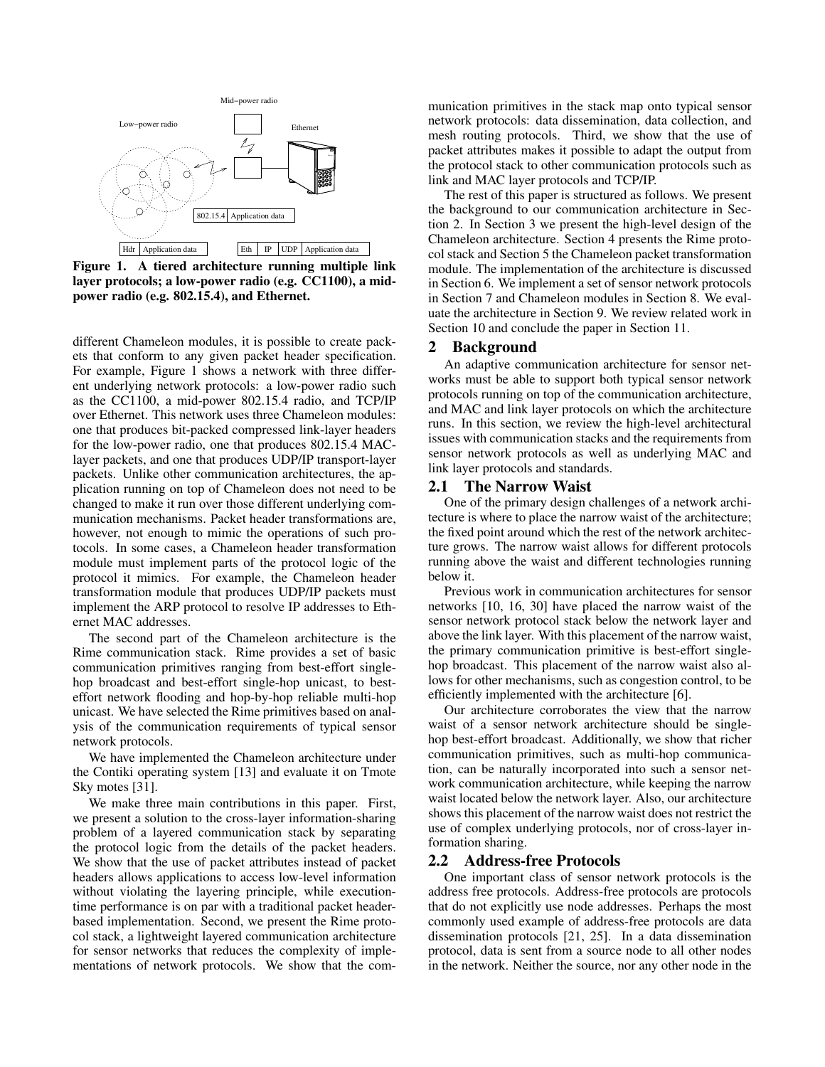Figure 1. A tiered architecture running multiple link layer protocols; a low-power radio (e.g. CC1100), a mid-power radio (e.g. 802.15.4), and Ethernet.

different Chameleon modules, it is possible to create packets that conform to any given packet header specification. For example, Figure 1 shows a network with three different underlying network protocols: a low-power radio such as the CC1100, a mid-power 802.15.4 radio, and TCP/IP over Ethernet. This network uses three Chameleon modules: one that produces bit-packed compressed link-layer headers for the low-power radio, one that produces 802.15.4 MAC-layer packets, and one that produces UDP/IP transport-layer packets. Unlike other communication architectures, the application running on top of Chameleon does not need to be changed to make it run over those different underlying communication mechanisms. Packet header transformations are, however, not enough to mimic the operations of such protocols. In some cases, a Chameleon header transformation module must implement parts of the protocol logic of the protocol it mimics. For example, the Chameleon header transformation module that produces UDP/IP packets must implement the ARP protocol to resolve IP addresses to Ethernet MAC addresses.

The second part of the Chameleon architecture is the Rime communication stack. Rime provides a set of basic communication primitives ranging from best-effort single-hop broadcast and best-effort single-hop unicast, to best-effort network flooding and hop-by-hop reliable multi-hop unicast. We have selected the Rime primitives based on analysis of the communication requirements of typical sensor network protocols.

We have implemented the Chameleon architecture under the Contiki operating system [13] and evaluate it on Tmote Sky motes [31].

We make three main contributions in this paper. First, we present a solution to the cross-layer information-sharing problem of a layered communication stack by separating the protocol logic from the details of the packet headers. We show that the use of packet attributes instead of packet headers allows applications to access low-level information without violating the layering principle, while execution-time performance is on par with a traditional packet header-based implementation. Second, we present the Rime protocol stack, a lightweight layered communication architecture for sensor networks that reduces the complexity of implementations of network protocols. We show that the communication primitives in the stack map onto typical sensor network protocols: data dissemination, data collection, and mesh routing protocols. Third, we show that the use of packet attributes makes it possible to adapt the output from the protocol stack to other communication protocols such as link and MAC layer protocols and TCP/IP.

The rest of this paper is structured as follows. We present the background to our communication architecture in Section 2. In Section 3 we present the high-level design of the Chameleon architecture. Section 4 presents the Rime protocol stack and Section 5 the Chameleon packet transformation module. The implementation of the architecture is discussed in Section 6. We implement a set of sensor network protocols in Section 7 and Chameleon modules in Section 8. We evaluate the architecture in Section 9. We review related work in Section 10 and conclude the paper in Section 11.

## 2 Background

An adaptive communication architecture for sensor networks must be able to support both typical sensor network protocols running on top of the communication architecture, and MAC and link layer protocols on which the architecture runs. In this section, we review the high-level architectural issues with communication stacks and the requirements from sensor network protocols as well as underlying MAC and link layer protocols and standards.

### 2.1 The Narrow Waist

One of the primary design challenges of a network architecture is where to place the narrow waist of the architecture; the fixed point around which the rest of the network architecture grows. The narrow waist allows for different protocols running above the waist and different technologies running below it.

Previous work in communication architectures for sensor networks [10, 16, 30] have placed the narrow waist of the sensor network protocol stack below the network layer and above the link layer. With this placement of the narrow waist, the primary communication primitive is best-effort single-hop broadcast. This placement of the narrow waist also allows for other mechanisms, such as congestion control, to be efficiently implemented with the architecture [6].

Our architecture corroborates the view that the narrow waist of a sensor network architecture should be single-hop best-effort broadcast. Additionally, we show that richer communication primitives, such as multi-hop communication, can be naturally incorporated into such a sensor network communication architecture, while keeping the narrow waist located below the network layer. Also, our architecture shows this placement of the narrow waist does not restrict the use of complex underlying protocols, nor of cross-layer information sharing.

### 2.2 Address-free Protocols

One important class of sensor network protocols is the address free protocols. Address-free protocols are protocols that do not explicitly use node addresses. Perhaps the most commonly used example of address-free protocols are data dissemination protocols [21, 25]. In a data dissemination protocol, data is sent from a source node to all other nodes in the network. Neither the source, nor any other node in the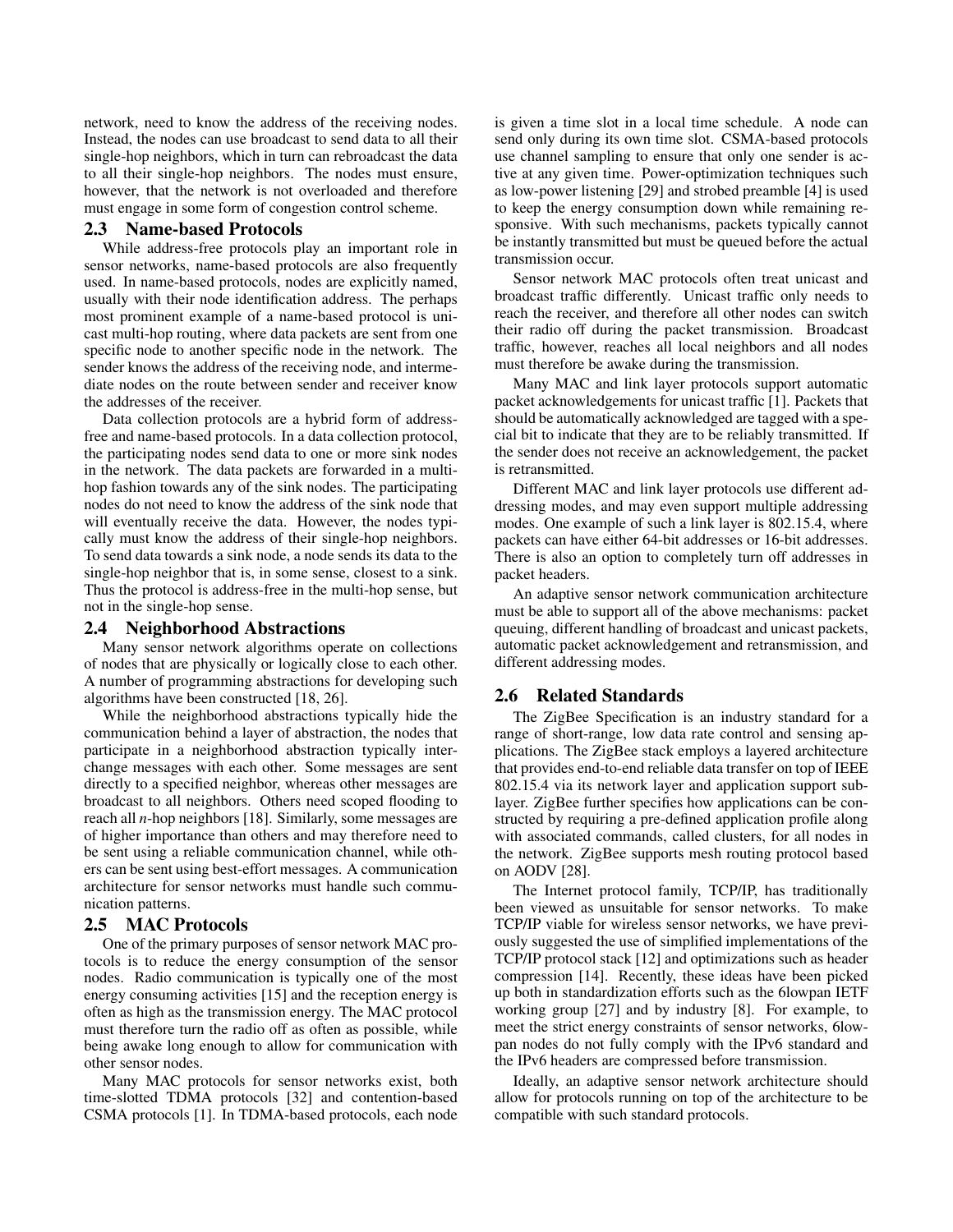network, need to know the address of the receiving nodes. Instead, the nodes can use broadcast to send data to all their single-hop neighbors, which in turn can rebroadcast the data to all their single-hop neighbors. The nodes must ensure, however, that the network is not overloaded and therefore must engage in some form of congestion control scheme.

### 2.3 Name-based Protocols

While address-free protocols play an important role in sensor networks, name-based protocols are also frequently used. In name-based protocols, nodes are explicitly named, usually with their node identification address. The perhaps most prominent example of a name-based protocol is unicast multi-hop routing, where data packets are sent from one specific node to another specific node in the network. The sender knows the address of the receiving node, and intermediate nodes on the route between sender and receiver know the addresses of the receiver.

Data collection protocols are a hybrid form of address-free and name-based protocols. In a data collection protocol, the participating nodes send data to one or more sink nodes in the network. The data packets are forwarded in a multi-hop fashion towards any of the sink nodes. The participating nodes do not need to know the address of the sink node that will eventually receive the data. However, the nodes typically must know the address of their single-hop neighbors. To send data towards a sink node, a node sends its data to the single-hop neighbor that is, in some sense, closest to a sink. Thus the protocol is address-free in the multi-hop sense, but not in the single-hop sense.

### 2.4 Neighborhood Abstractions

Many sensor network algorithms operate on collections of nodes that are physically or logically close to each other. A number of programming abstractions for developing such algorithms have been constructed [18, 26].

While the neighborhood abstractions typically hide the communication behind a layer of abstraction, the nodes that participate in a neighborhood abstraction typically interchange messages with each other. Some messages are sent directly to a specified neighbor, whereas other messages are broadcast to all neighbors. Others need scoped flooding to reach all *n*-hop neighbors [18]. Similarly, some messages are of higher importance than others and may therefore need to be sent using a reliable communication channel, while others can be sent using best-effort messages. A communication architecture for sensor networks must handle such communication patterns.

### 2.5 MAC Protocols

One of the primary purposes of sensor network MAC protocols is to reduce the energy consumption of the sensor nodes. Radio communication is typically one of the most energy consuming activities [15] and the reception energy is often as high as the transmission energy. The MAC protocol must therefore turn the radio off as often as possible, while being awake long enough to allow for communication with other sensor nodes.

Many MAC protocols for sensor networks exist, both time-slotted TDMA protocols [32] and contention-based CSMA protocols [1]. In TDMA-based protocols, each node is given a time slot in a local time schedule. A node can send only during its own time slot. CSMA-based protocols use channel sampling to ensure that only one sender is active at any given time. Power-optimization techniques such as low-power listening [29] and strobed preamble [4] is used to keep the energy consumption down while remaining responsive. With such mechanisms, packets typically cannot be instantly transmitted but must be queued before the actual transmission occur.

Sensor network MAC protocols often treat unicast and broadcast traffic differently. Unicast traffic only needs to reach the receiver, and therefore all other nodes can switch their radio off during the packet transmission. Broadcast traffic, however, reaches all local neighbors and all nodes must therefore be awake during the transmission.

Many MAC and link layer protocols support automatic packet acknowledgements for unicast traffic [1]. Packets that should be automatically acknowledged are tagged with a special bit to indicate that they are to be reliably transmitted. If the sender does not receive an acknowledgement, the packet is retransmitted.

Different MAC and link layer protocols use different addressing modes, and may even support multiple addressing modes. One example of such a link layer is 802.15.4, where packets can have either 64-bit addresses or 16-bit addresses. There is also an option to completely turn off addresses in packet headers.

An adaptive sensor network communication architecture must be able to support all of the above mechanisms: packet queuing, different handling of broadcast and unicast packets, automatic packet acknowledgement and retransmission, and different addressing modes.

### 2.6 Related Standards

The ZigBee Specification is an industry standard for a range of short-range, low data rate control and sensing applications. The ZigBee stack employs a layered architecture that provides end-to-end reliable data transfer on top of IEEE 802.15.4 via its network layer and application support sublayer. ZigBee further specifies how applications can be constructed by requiring a pre-defined application profile along with associated commands, called clusters, for all nodes in the network. ZigBee supports mesh routing protocol based on AODV [28].

The Internet protocol family, TCP/IP, has traditionally been viewed as unsuitable for sensor networks. To make TCP/IP viable for wireless sensor networks, we have previously suggested the use of simplified implementations of the TCP/IP protocol stack [12] and optimizations such as header compression [14]. Recently, these ideas have been picked up both in standardization efforts such as the 6lowpan IETF working group [27] and by industry [8]. For example, to meet the strict energy constraints of sensor networks, 6lowpan nodes do not fully comply with the IPv6 standard and the IPv6 headers are compressed before transmission.

Ideally, an adaptive sensor network architecture should allow for protocols running on top of the architecture to be compatible with such standard protocols.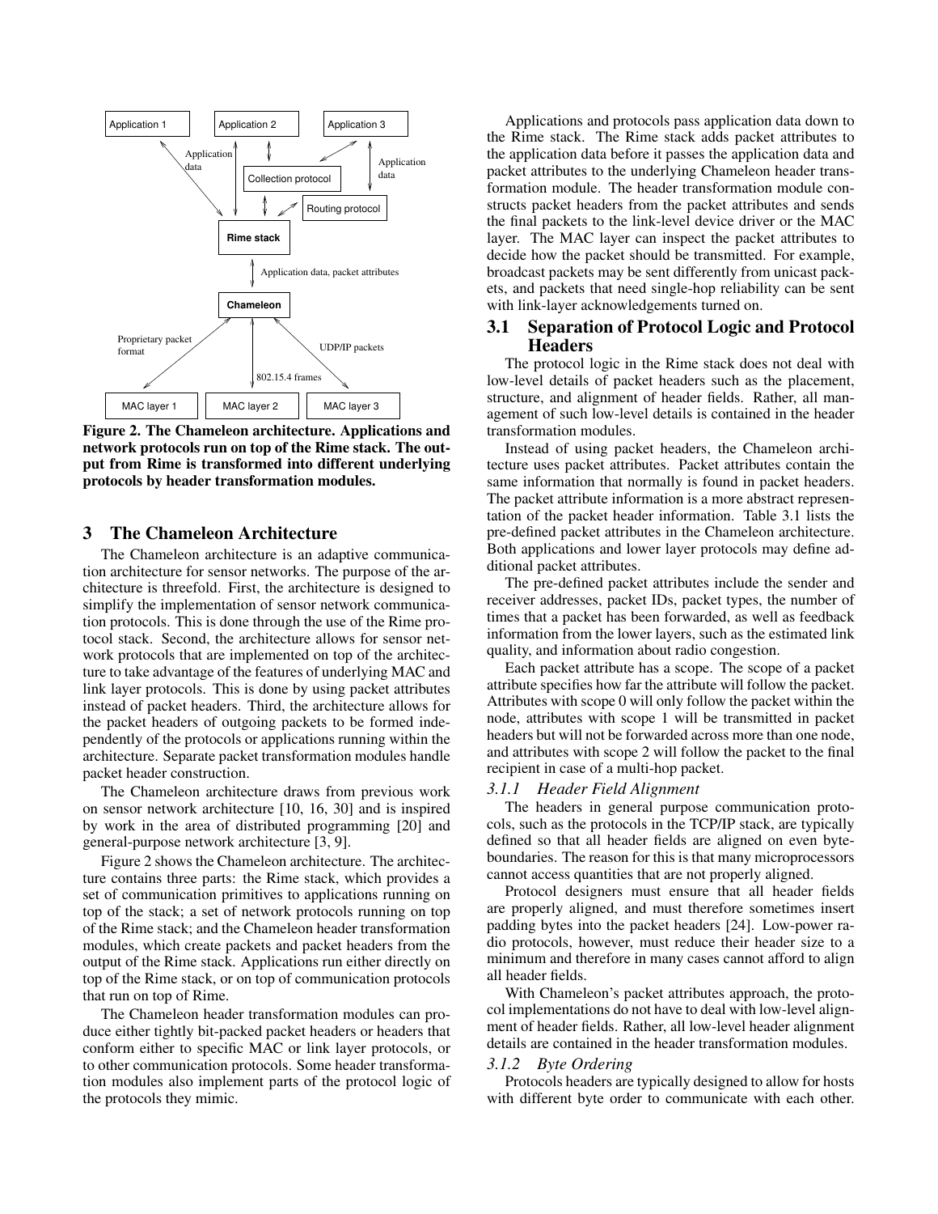Figure 2. The Chameleon architecture. Applications and network protocols run on top of the Rime stack. The output from Rime is transformed into different underlying protocols by header transformation modules.

## 3 The Chameleon Architecture

The Chameleon architecture is an adaptive communication architecture for sensor networks. The purpose of the architecture is threefold. First, the architecture is designed to simplify the implementation of sensor network communication protocols. This is done through the use of the Rime protocol stack. Second, the architecture allows for sensor network protocols that are implemented on top of the architecture to take advantage of the features of underlying MAC and link layer protocols. This is done by using packet attributes instead of packet headers. Third, the architecture allows for the packet headers of outgoing packets to be formed independently of the protocols or applications running within the architecture. Separate packet transformation modules handle packet header construction.

The Chameleon architecture draws from previous work on sensor network architecture [10, 16, 30] and is inspired by work in the area of distributed programming [20] and general-purpose network architecture [3, 9].

Figure 2 shows the Chameleon architecture. The architecture contains three parts: the Rime stack, which provides a set of communication primitives to applications running on top of the stack; a set of network protocols running on top of the Rime stack; and the Chameleon header transformation modules, which create packets and packet headers from the output of the Rime stack. Applications run either directly on top of the Rime stack, or on top of communication protocols that run on top of Rime.

The Chameleon header transformation modules can produce either tightly bit-packed packet headers or headers that conform either to specific MAC or link layer protocols, or to other communication protocols. Some header transformation modules also implement parts of the protocol logic of the protocols they mimic.

Applications and protocols pass application data down to the Rime stack. The Rime stack adds packet attributes to the application data before it passes the application data and packet attributes to the underlying Chameleon header transformation module. The header transformation module constructs packet headers from the packet attributes and sends the final packets to the link-level device driver or the MAC layer. The MAC layer can inspect the packet attributes to decide how the packet should be transmitted. For example, broadcast packets may be sent differently from unicast packets, and packets that need single-hop reliability can be sent with link-layer acknowledgements turned on.

### 3.1 Separation of Protocol Logic and Protocol Headers

The protocol logic in the Rime stack does not deal with low-level details of packet headers such as the placement, structure, and alignment of header fields. Rather, all management of such low-level details is contained in the header transformation modules.

Instead of using packet headers, the Chameleon architecture uses packet attributes. Packet attributes contain the same information that normally is found in packet headers. The packet attribute information is a more abstract representation of the packet header information. Table 3.1 lists the pre-defined packet attributes in the Chameleon architecture. Both applications and lower layer protocols may define additional packet attributes.

The pre-defined packet attributes include the sender and receiver addresses, packet IDs, packet types, the number of times that a packet has been forwarded, as well as feedback information from the lower layers, such as the estimated link quality, and information about radio congestion.

Each packet attribute has a scope. The scope of a packet attribute specifies how far the attribute will follow the packet. Attributes with scope 0 will only follow the packet within the node, attributes with scope 1 will be transmitted in packet headers but will not be forwarded across more than one node, and attributes with scope 2 will follow the packet to the final recipient in case of a multi-hop packet.

#### *3.1.1 Header Field Alignment*

The headers in general purpose communication protocols, such as the protocols in the TCP/IP stack, are typically defined so that all header fields are aligned on even byte-boundaries. The reason for this is that many microprocessors cannot access quantities that are not properly aligned.

Protocol designers must ensure that all header fields are properly aligned, and must therefore sometimes insert padding bytes into the packet headers [24]. Low-power radio protocols, however, must reduce their header size to a minimum and therefore in many cases cannot afford to align all header fields.

With Chameleon's packet attributes approach, the protocol implementations do not have to deal with low-level alignment of header fields. Rather, all low-level header alignment details are contained in the header transformation modules.

#### *3.1.2 Byte Ordering*

Protocols headers are typically designed to allow for hosts with different byte order to communicate with each other.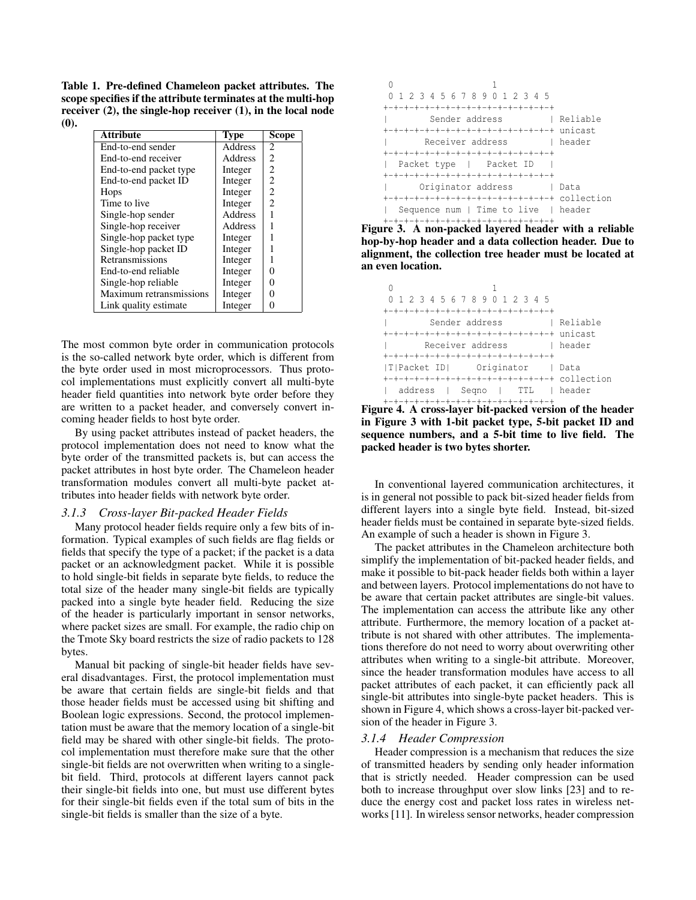**Table 1. Pre-defined Chameleon packet attributes. The scope specifies if the attribute terminates at the multi-hop receiver (2), the single-hop receiver (1), in the local node (0).**

| Attribute | Type | Scope |
|---|---|---|
| End-to-end sender | Address | 2 |
| End-to-end receiver | Address | 2 |
| End-to-end packet type | Integer | 2 |
| End-to-end packet ID | Integer | 2 |
| Hops | Integer | 2 |
| Time to live | Integer | 2 |
| Single-hop sender | Address | 1 |
| Single-hop receiver | Address | 1 |
| Single-hop packet type | Integer | 1 |
| Single-hop packet ID | Integer | 1 |
| Retransmissions | Integer | 1 |
| End-to-end reliable | Integer | 0 |
| Single-hop reliable | Integer | 0 |
| Maximum retransmissions | Integer | 0 |
| Link quality estimate | Integer | 0 |

The most common byte order in communication protocols is the so-called network byte order, which is different from the byte order used in most microprocessors. Thus protocol implementations must explicitly convert all multi-byte header field quantities into network byte order before they are written to a packet header, and conversely convert incoming header fields to host byte order.

By using packet attributes instead of packet headers, the protocol implementation does not need to know what the byte order of the transmitted packets is, but can access the packet attributes in host byte order. The Chameleon header transformation modules convert all multi-byte packet attributes into header fields with network byte order.

### *3.1.3 Cross-layer Bit-packed Header Fields*

Many protocol header fields require only a few bits of information. Typical examples of such fields are flag fields or fields that specify the type of a packet; if the packet is a data packet or an acknowledgment packet. While it is possible to hold single-bit fields in separate byte fields, to reduce the total size of the header many single-bit fields are typically packed into a single byte header field. Reducing the size of the header is particularly important in sensor networks, where packet sizes are small. For example, the radio chip on the Tmote Sky board restricts the size of radio packets to 128 bytes.

Manual bit packing of single-bit header fields have several disadvantages. First, the protocol implementation must be aware that certain fields are single-bit fields and that those header fields must be accessed using bit shifting and Boolean logic expressions. Second, the protocol implementation must be aware that the memory location of a single-bit field may be shared with other single-bit fields. The protocol implementation must therefore make sure that the other single-bit fields are not overwritten when writing to a single-bit field. Third, protocols at different layers cannot pack their single-bit fields into one, but must use different bytes for their single-bit fields even if the total sum of bits in the single-bit fields is smaller than the size of a byte.

```
 0                   1
 0 1 2 3 4 5 6 7 8 9 0 1 2 3 4 5
+-+-+-+-+-+-+-+-+-+-+-+-+-+-+-+-+
|        Sender address         | Reliable
+-+-+-+-+-+-+-+-+-+-+-+-+-+-+-+-+ unicast
|       Receiver address        | header
+-+-+-+-+-+-+-+-+-+-+-+-+-+-+-+-+
|  Packet type  |   Packet ID   |
+-+-+-+-+-+-+-+-+-+-+-+-+-+-+-+-+
|      Originator address       | Data
+-+-+-+-+-+-+-+-+-+-+-+-+-+-+-+-+ collection
|  Sequence num | Time to live  | header
+-+-+-+-+-+-+-+-+-+-+-+-+-+-+-+-+
```

**Figure 3. A non-packed layered header with a reliable hop-by-hop header and a data collection header. Due to alignment, the collection tree header must be located at an even location.**

```
 0                   1
 0 1 2 3 4 5 6 7 8 9 0 1 2 3 4 5
+-+-+-+-+-+-+-+-+-+-+-+-+-+-+-+-+
|        Sender address         | Reliable
+-+-+-+-+-+-+-+-+-+-+-+-+-+-+-+-+ unicast
|       Receiver address        | header
+-+-+-+-+-+-+-+-+-+-+-+-+-+-+-+-+
|T|Packet ID|     Originator    | Data
+-+-+-+-+-+-+-+-+-+-+-+-+-+-+-+-+ collection
|  address  |  Seqno  |   TTL   | header
+-+-+-+-+-+-+-+-+-+-+-+-+-+-+-+-+
```

**Figure 4. A cross-layer bit-packed version of the header in Figure 3 with 1-bit packet type, 5-bit packet ID and sequence numbers, and a 5-bit time to live field. The packed header is two bytes shorter.**

In conventional layered communication architectures, it is in general not possible to pack bit-sized header fields from different layers into a single byte field. Instead, bit-sized header fields must be contained in separate byte-sized fields. An example of such a header is shown in Figure 3.

The packet attributes in the Chameleon architecture both simplify the implementation of bit-packed header fields, and make it possible to bit-pack header fields both within a layer and between layers. Protocol implementations do not have to be aware that certain packet attributes are single-bit values. The implementation can access the attribute like any other attribute. Furthermore, the memory location of a packet attribute is not shared with other attributes. The implementations therefore do not need to worry about overwriting other attributes when writing to a single-bit attribute. Moreover, since the header transformation modules have access to all packet attributes of each packet, it can efficiently pack all single-bit attributes into single-byte packet headers. This is shown in Figure 4, which shows a cross-layer bit-packed version of the header in Figure 3.

### *3.1.4 Header Compression*

Header compression is a mechanism that reduces the size of transmitted headers by sending only header information that is strictly needed. Header compression can be used both to increase throughput over slow links [23] and to reduce the energy cost and packet loss rates in wireless networks [11]. In wireless sensor networks, header compression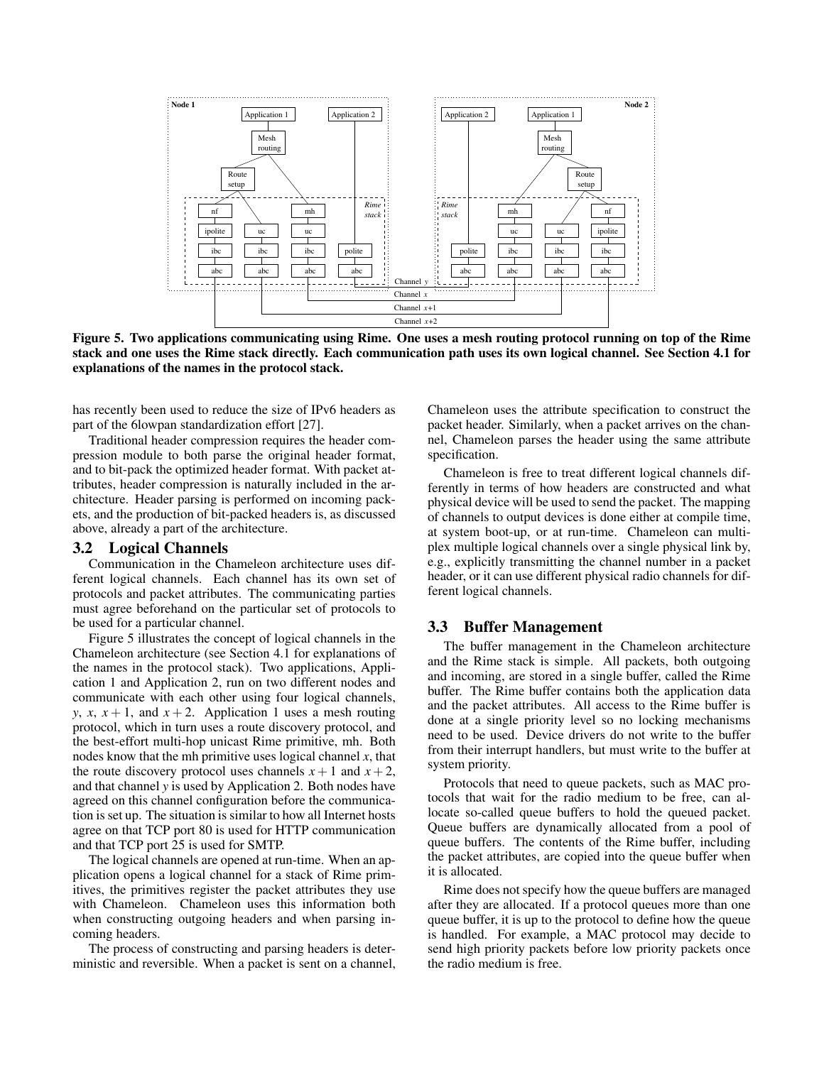**Figure 5. Two applications communicating using Rime. One uses a mesh routing protocol running on top of the Rime stack and one uses the Rime stack directly. Each communication path uses its own logical channel. See Section 4.1 for explanations of the names in the protocol stack.**

has recently been used to reduce the size of IPv6 headers as part of the 6lowpan standardization effort [27].

Traditional header compression requires the header compression module to both parse the original header format, and to bit-pack the optimized header format. With packet attributes, header compression is naturally included in the architecture. Header parsing is performed on incoming packets, and the production of bit-packed headers is, as discussed above, already a part of the architecture.

### 3.2 Logical Channels

Communication in the Chameleon architecture uses different logical channels. Each channel has its own set of protocols and packet attributes. The communicating parties must agree beforehand on the particular set of protocols to be used for a particular channel.

Figure 5 illustrates the concept of logical channels in the Chameleon architecture (see Section 4.1 for explanations of the names in the protocol stack). Two applications, Application 1 and Application 2, run on two different nodes and communicate with each other using four logical channels, $y$, $x$, $x+1$, and $x+2$. Application 1 uses a mesh routing protocol, which in turn uses a route discovery protocol, and the best-effort multi-hop unicast Rime primitive, mh. Both nodes know that the mh primitive uses logical channel $x$, that the route discovery protocol uses channels $x+1$ and $x+2$, and that channel $y$ is used by Application 2. Both nodes have agreed on this channel configuration before the communication is set up. The situation is similar to how all Internet hosts agree on that TCP port 80 is used for HTTP communication and that TCP port 25 is used for SMTP.

The logical channels are opened at run-time. When an application opens a logical channel for a stack of Rime primitives, the primitives register the packet attributes they use with Chameleon. Chameleon uses this information both when constructing outgoing headers and when parsing incoming headers.

The process of constructing and parsing headers is deterministic and reversible. When a packet is sent on a channel, Chameleon uses the attribute specification to construct the packet header. Similarly, when a packet arrives on the channel, Chameleon parses the header using the same attribute specification.

Chameleon is free to treat different logical channels differently in terms of how headers are constructed and what physical device will be used to send the packet. The mapping of channels to output devices is done either at compile time, at system boot-up, or at run-time. Chameleon can multiplex multiple logical channels over a single physical link by, e.g., explicitly transmitting the channel number in a packet header, or it can use different physical radio channels for different logical channels.

### 3.3 Buffer Management

The buffer management in the Chameleon architecture and the Rime stack is simple. All packets, both outgoing and incoming, are stored in a single buffer, called the Rime buffer. The Rime buffer contains both the application data and the packet attributes. All access to the Rime buffer is done at a single priority level so no locking mechanisms need to be used. Device drivers do not write to the buffer from their interrupt handlers, but must write to the buffer at system priority.

Protocols that need to queue packets, such as MAC protocols that wait for the radio medium to be free, can allocate so-called queue buffers to hold the queued packet. Queue buffers are dynamically allocated from a pool of queue buffers. The contents of the Rime buffer, including the packet attributes, are copied into the queue buffer when it is allocated.

Rime does not specify how the queue buffers are managed after they are allocated. If a protocol queues more than one queue buffer, it is up to the protocol to define how the queue is handled. For example, a MAC protocol may decide to send high priority packets before low priority packets once the radio medium is free.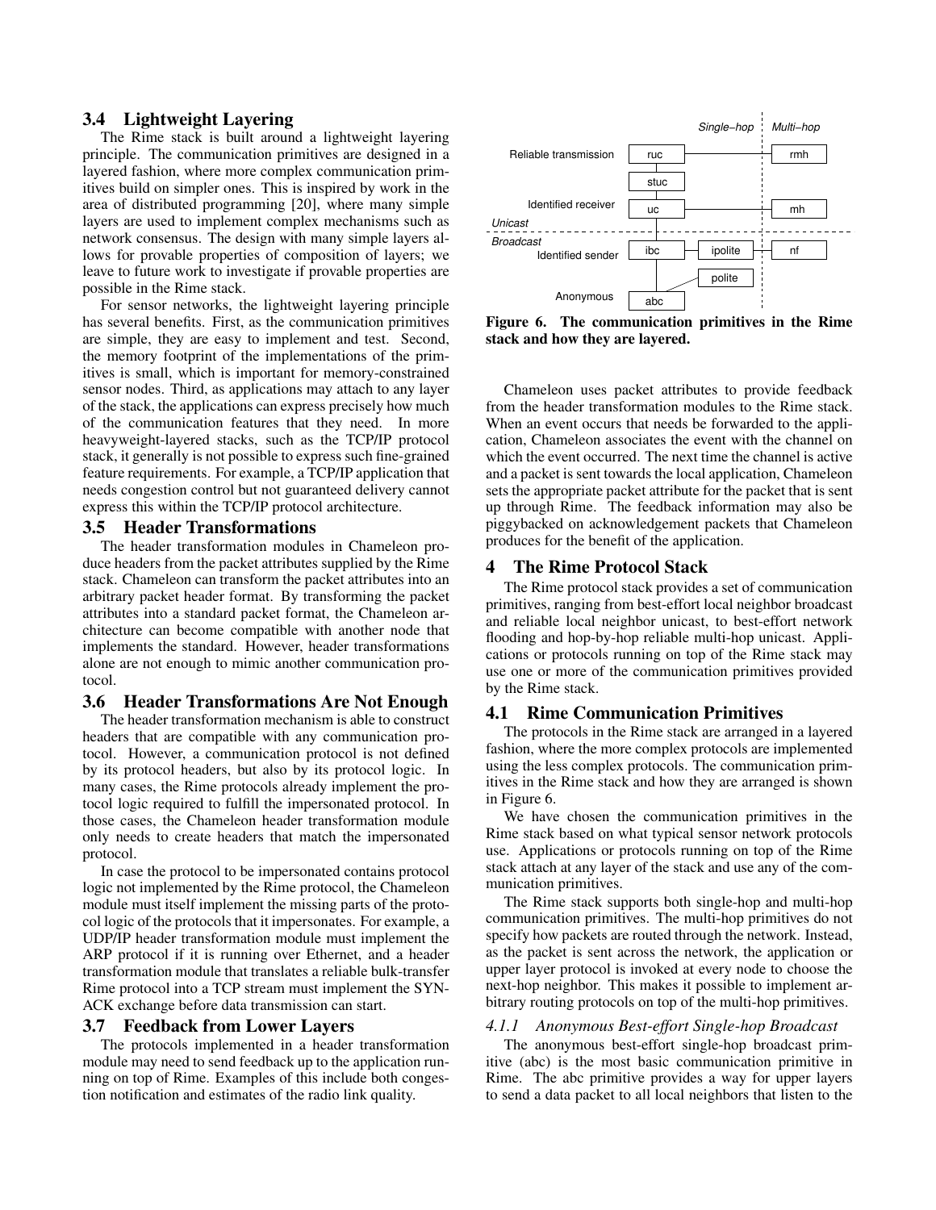### 3.4 Lightweight Layering

The Rime stack is built around a lightweight layering principle. The communication primitives are designed in a layered fashion, where more complex communication primitives build on simpler ones. This is inspired by work in the area of distributed programming [20], where many simple layers are used to implement complex mechanisms such as network consensus. The design with many simple layers allows for provable properties of composition of layers; we leave to future work to investigate if provable properties are possible in the Rime stack.

For sensor networks, the lightweight layering principle has several benefits. First, as the communication primitives are simple, they are easy to implement and test. Second, the memory footprint of the implementations of the primitives is small, which is important for memory-constrained sensor nodes. Third, as applications may attach to any layer of the stack, the applications can express precisely how much of the communication features that they need. In more heavyweight-layered stacks, such as the TCP/IP protocol stack, it generally is not possible to express such fine-grained feature requirements. For example, a TCP/IP application that needs congestion control but not guaranteed delivery cannot express this within the TCP/IP protocol architecture.

### 3.5 Header Transformations

The header transformation modules in Chameleon produce headers from the packet attributes supplied by the Rime stack. Chameleon can transform the packet attributes into an arbitrary packet header format. By transforming the packet attributes into a standard packet format, the Chameleon architecture can become compatible with another node that implements the standard. However, header transformations alone are not enough to mimic another communication protocol.

### 3.6 Header Transformations Are Not Enough

The header transformation mechanism is able to construct headers that are compatible with any communication protocol. However, a communication protocol is not defined by its protocol headers, but also by its protocol logic. In many cases, the Rime protocols already implement the protocol logic required to fulfill the impersonated protocol. In those cases, the Chameleon header transformation module only needs to create headers that match the impersonated protocol.

In case the protocol to be impersonated contains protocol logic not implemented by the Rime protocol, the Chameleon module must itself implement the missing parts of the protocol logic of the protocols that it impersonates. For example, a UDP/IP header transformation module must implement the ARP protocol if it is running over Ethernet, and a header transformation module that translates a reliable bulk-transfer Rime protocol into a TCP stream must implement the SYN-ACK exchange before data transmission can start.

### 3.7 Feedback from Lower Layers

The protocols implemented in a header transformation module may need to send feedback up to the application running on top of Rime. Examples of this include both congestion notification and estimates of the radio link quality.

Single–hop
Multi–hop
Reliable transmission
ruc
rmh
stuc
Identified receiver
uc
mh
Unicast
Broadcast
Identified sender
ibc
ipolite
nf
polite
Anonymous
abc

**Figure 6. The communication primitives in the Rime stack and how they are layered.**

Chameleon uses packet attributes to provide feedback from the header transformation modules to the Rime stack. When an event occurs that needs be forwarded to the application, Chameleon associates the event with the channel on which the event occurred. The next time the channel is active and a packet is sent towards the local application, Chameleon sets the appropriate packet attribute for the packet that is sent up through Rime. The feedback information may also be piggybacked on acknowledgement packets that Chameleon produces for the benefit of the application.

## 4 The Rime Protocol Stack

The Rime protocol stack provides a set of communication primitives, ranging from best-effort local neighbor broadcast and reliable local neighbor unicast, to best-effort network flooding and hop-by-hop reliable multi-hop unicast. Applications or protocols running on top of the Rime stack may use one or more of the communication primitives provided by the Rime stack.

### 4.1 Rime Communication Primitives

The protocols in the Rime stack are arranged in a layered fashion, where the more complex protocols are implemented using the less complex protocols. The communication primitives in the Rime stack and how they are arranged is shown in Figure 6.

We have chosen the communication primitives in the Rime stack based on what typical sensor network protocols use. Applications or protocols running on top of the Rime stack attach at any layer of the stack and use any of the communication primitives.

The Rime stack supports both single-hop and multi-hop communication primitives. The multi-hop primitives do not specify how packets are routed through the network. Instead, as the packet is sent across the network, the application or upper layer protocol is invoked at every node to choose the next-hop neighbor. This makes it possible to implement arbitrary routing protocols on top of the multi-hop primitives.

#### 4.1.1 *Anonymous Best-effort Single-hop Broadcast*

The anonymous best-effort single-hop broadcast primitive (abc) is the most basic communication primitive in Rime. The abc primitive provides a way for upper layers to send a data packet to all local neighbors that listen to the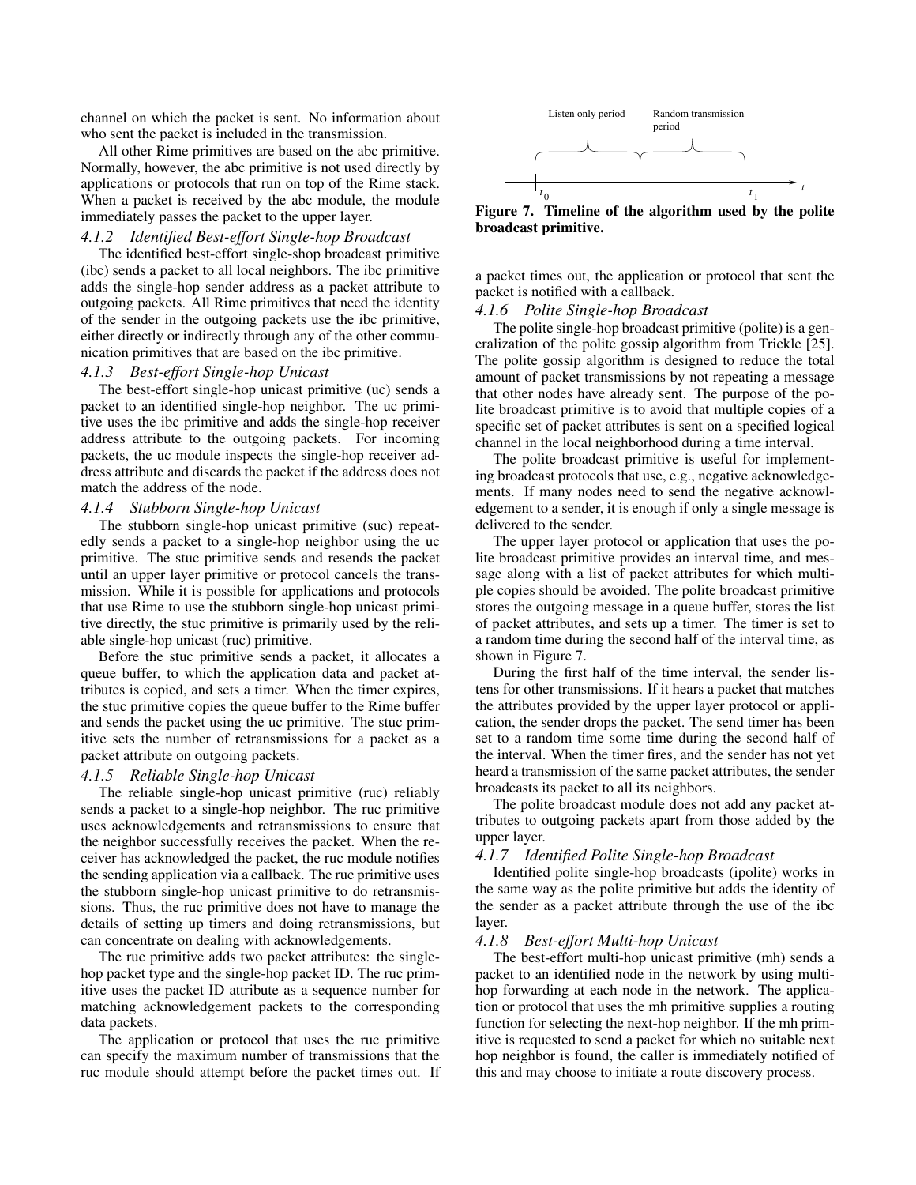channel on which the packet is sent. No information about who sent the packet is included in the transmission.

All other Rime primitives are based on the abc primitive. Normally, however, the abc primitive is not used directly by applications or protocols that run on top of the Rime stack. When a packet is received by the abc module, the module immediately passes the packet to the upper layer.

#### *4.1.2 Identified Best-effort Single-hop Broadcast*

The identified best-effort single-shop broadcast primitive (ibc) sends a packet to all local neighbors. The ibc primitive adds the single-hop sender address as a packet attribute to outgoing packets. All Rime primitives that need the identity of the sender in the outgoing packets use the ibc primitive, either directly or indirectly through any of the other communication primitives that are based on the ibc primitive.

#### *4.1.3 Best-effort Single-hop Unicast*

The best-effort single-hop unicast primitive (uc) sends a packet to an identified single-hop neighbor. The uc primitive uses the ibc primitive and adds the single-hop receiver address attribute to the outgoing packets. For incoming packets, the uc module inspects the single-hop receiver address attribute and discards the packet if the address does not match the address of the node.

#### *4.1.4 Stubborn Single-hop Unicast*

The stubborn single-hop unicast primitive (suc) repeatedly sends a packet to a single-hop neighbor using the uc primitive. The stuc primitive sends and resends the packet until an upper layer primitive or protocol cancels the transmission. While it is possible for applications and protocols that use Rime to use the stubborn single-hop unicast primitive directly, the stuc primitive is primarily used by the reliable single-hop unicast (ruc) primitive.

Before the stuc primitive sends a packet, it allocates a queue buffer, to which the application data and packet attributes is copied, and sets a timer. When the timer expires, the stuc primitive copies the queue buffer to the Rime buffer and sends the packet using the uc primitive. The stuc primitive sets the number of retransmissions for a packet as a packet attribute on outgoing packets.

#### *4.1.5 Reliable Single-hop Unicast*

The reliable single-hop unicast primitive (ruc) reliably sends a packet to a single-hop neighbor. The ruc primitive uses acknowledgements and retransmissions to ensure that the neighbor successfully receives the packet. When the receiver has acknowledged the packet, the ruc module notifies the sending application via a callback. The ruc primitive uses the stubborn single-hop unicast primitive to do retransmissions. Thus, the ruc primitive does not have to manage the details of setting up timers and doing retransmissions, but can concentrate on dealing with acknowledgements.

The ruc primitive adds two packet attributes: the single-hop packet type and the single-hop packet ID. The ruc primitive uses the packet ID attribute as a sequence number for matching acknowledgement packets to the corresponding data packets.

The application or protocol that uses the ruc primitive can specify the maximum number of transmissions that the ruc module should attempt before the packet times out. If a packet times out, the application or protocol that sent the packet is notified with a callback.

**Figure 7. Timeline of the algorithm used by the polite broadcast primitive.**

#### *4.1.6 Polite Single-hop Broadcast*

The polite single-hop broadcast primitive (polite) is a generalization of the polite gossip algorithm from Trickle [25]. The polite gossip algorithm is designed to reduce the total amount of packet transmissions by not repeating a message that other nodes have already sent. The purpose of the polite broadcast primitive is to avoid that multiple copies of a specific set of packet attributes is sent on a specified logical channel in the local neighborhood during a time interval.

The polite broadcast primitive is useful for implementing broadcast protocols that use, e.g., negative acknowledgements. If many nodes need to send the negative acknowledgement to a sender, it is enough if only a single message is delivered to the sender.

The upper layer protocol or application that uses the polite broadcast primitive provides an interval time, and message along with a list of packet attributes for which multiple copies should be avoided. The polite broadcast primitive stores the outgoing message in a queue buffer, stores the list of packet attributes, and sets up a timer. The timer is set to a random time during the second half of the interval time, as shown in Figure 7.

During the first half of the time interval, the sender listens for other transmissions. If it hears a packet that matches the attributes provided by the upper layer protocol or application, the sender drops the packet. The send timer has been set to a random time some time during the second half of the interval. When the timer fires, and the sender has not yet heard a transmission of the same packet attributes, the sender broadcasts its packet to all its neighbors.

The polite broadcast module does not add any packet attributes to outgoing packets apart from those added by the upper layer.

#### *4.1.7 Identified Polite Single-hop Broadcast*

Identified polite single-hop broadcasts (ipolite) works in the same way as the polite primitive but adds the identity of the sender as a packet attribute through the use of the ibc layer.

#### *4.1.8 Best-effort Multi-hop Unicast*

The best-effort multi-hop unicast primitive (mh) sends a packet to an identified node in the network by using multi-hop forwarding at each node in the network. The application or protocol that uses the mh primitive supplies a routing function for selecting the next-hop neighbor. If the mh primitive is requested to send a packet for which no suitable next hop neighbor is found, the caller is immediately notified of this and may choose to initiate a route discovery process.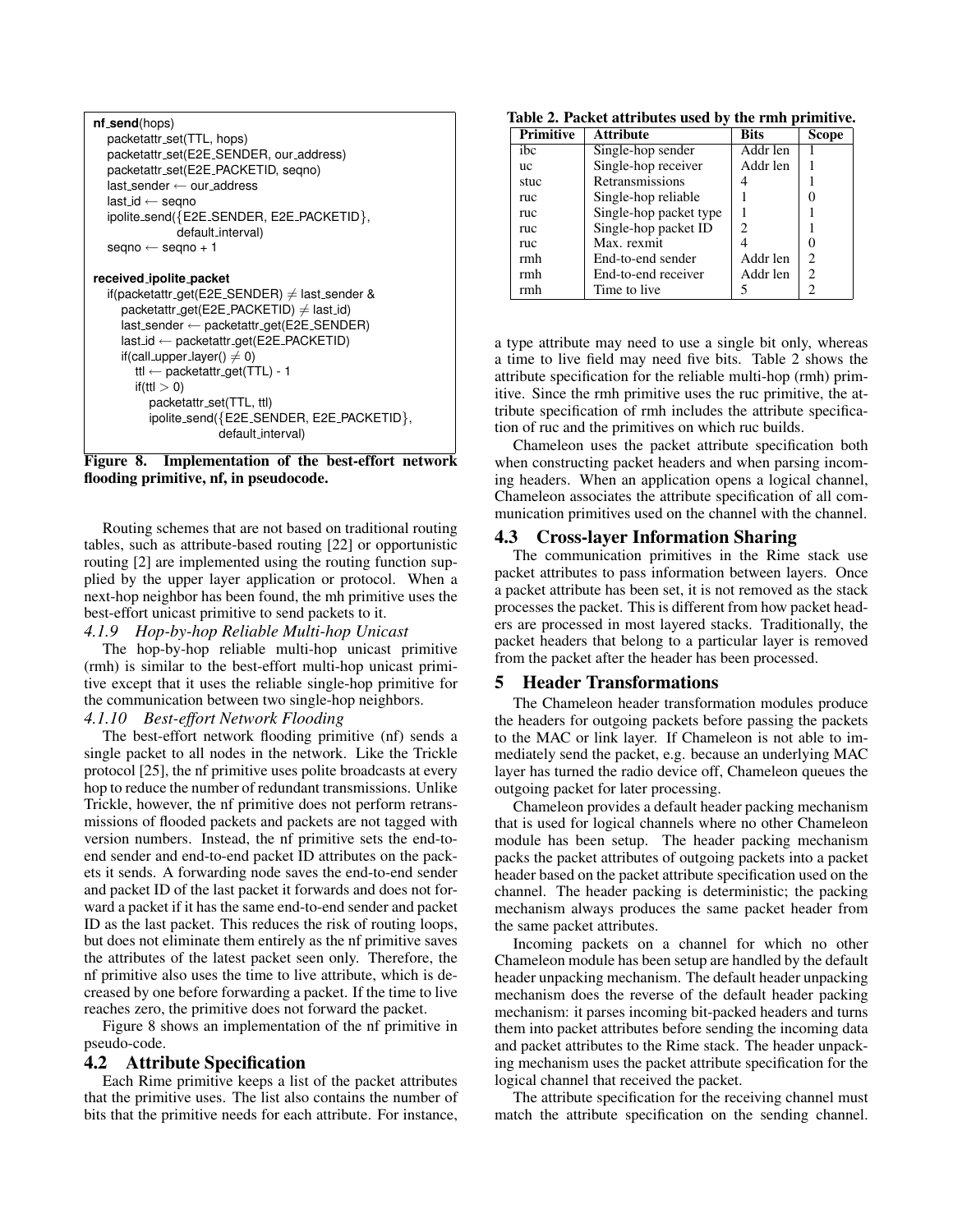```
nf_send(hops)
  packetattr_set(TTL, hops)
  packetattr_set(E2E_SENDER, our_address)
  packetattr_set(E2E_PACKETID, seqno)
  last_sender ← our_address
  last_id ← seqno
  ipolite_send({E2E_SENDER, E2E_PACKETID},
               default_interval)
  seqno ← seqno + 1

received_ipolite_packet
  if(packetattr_get(E2E_SENDER) ≠ last_sender &
     packetattr_get(E2E_PACKETID) ≠ last_id)
    last_sender ← packetattr_get(E2E_SENDER)
    last_id ← packetattr_get(E2E_PACKETID)
    if(call_upper_layer() ≠ 0)
      ttl ← packetattr_get(TTL) - 1
      if(ttl > 0)
        packetattr_set(TTL, ttl)
        ipolite_send({E2E_SENDER, E2E_PACKETID},
                     default_interval)
```

**Figure 8. Implementation of the best-effort network flooding primitive, nf, in pseudocode.**

Routing schemes that are not based on traditional routing tables, such as attribute-based routing [22] or opportunistic routing [2] are implemented using the routing function supplied by the upper layer application or protocol. When a next-hop neighbor has been found, the mh primitive uses the best-effort unicast primitive to send packets to it.

#### *4.1.9 Hop-by-hop Reliable Multi-hop Unicast*

The hop-by-hop reliable multi-hop unicast primitive (rmh) is similar to the best-effort multi-hop unicast primitive except that it uses the reliable single-hop primitive for the communication between two single-hop neighbors.

#### *4.1.10 Best-effort Network Flooding*

The best-effort network flooding primitive (nf) sends a single packet to all nodes in the network. Like the Trickle protocol [25], the nf primitive uses polite broadcasts at every hop to reduce the number of redundant transmissions. Unlike Trickle, however, the nf primitive does not perform retransmissions of flooded packets and packets are not tagged with version numbers. Instead, the nf primitive sets the end-to-end sender and end-to-end packet ID attributes on the packets it sends. A forwarding node saves the end-to-end sender and packet ID of the last packet it forwards and does not forward a packet if it has the same end-to-end sender and packet ID as the last packet. This reduces the risk of routing loops, but does not eliminate them entirely as the nf primitive saves the attributes of the latest packet seen only. Therefore, the nf primitive also uses the time to live attribute, which is decreased by one before forwarding a packet. If the time to live reaches zero, the primitive does not forward the packet.

Figure 8 shows an implementation of the nf primitive in pseudo-code.

### 4.2 Attribute Specification

Each Rime primitive keeps a list of the packet attributes that the primitive uses. The list also contains the number of bits that the primitive needs for each attribute. For instance, a type attribute may need to use a single bit only, whereas a time to live field may need five bits. Table 2 shows the attribute specification for the reliable multi-hop (rmh) primitive. Since the rmh primitive uses the ruc primitive, the attribute specification of rmh includes the attribute specification of ruc and the primitives on which ruc builds.

**Table 2. Packet attributes used by the rmh primitive.**

| Primitive | Attribute | Bits | Scope |
|---|---|---|---|
| ibc | Single-hop sender | Addr len | 1 |
| uc | Single-hop receiver | Addr len | 1 |
| stuc | Retransmissions | 4 | 1 |
| ruc | Single-hop reliable | 1 | 0 |
| ruc | Single-hop packet type | 1 | 1 |
| ruc | Single-hop packet ID | 2 | 1 |
| ruc | Max. rexmit | 4 | 0 |
| rmh | End-to-end sender | Addr len | 2 |
| rmh | End-to-end receiver | Addr len | 2 |
| rmh | Time to live | 5 | 2 |

Chameleon uses the packet attribute specification both when constructing packet headers and when parsing incoming headers. When an application opens a logical channel, Chameleon associates the attribute specification of all communication primitives used on the channel with the channel.

### 4.3 Cross-layer Information Sharing

The communication primitives in the Rime stack use packet attributes to pass information between layers. Once a packet attribute has been set, it is not removed as the stack processes the packet. This is different from how packet headers are processed in most layered stacks. Traditionally, the packet headers that belong to a particular layer is removed from the packet after the header has been processed.

## 5 Header Transformations

The Chameleon header transformation modules produce the headers for outgoing packets before passing the packets to the MAC or link layer. If Chameleon is not able to immediately send the packet, e.g. because an underlying MAC layer has turned the radio device off, Chameleon queues the outgoing packet for later processing.

Chameleon provides a default header packing mechanism that is used for logical channels where no other Chameleon module has been setup. The header packing mechanism packs the packet attributes of outgoing packets into a packet header based on the packet attribute specification used on the channel. The header packing is deterministic; the packing mechanism always produces the same packet header from the same packet attributes.

Incoming packets on a channel for which no other Chameleon module has been setup are handled by the default header unpacking mechanism. The default header unpacking mechanism does the reverse of the default header packing mechanism: it parses incoming bit-packed headers and turns them into packet attributes before sending the incoming data and packet attributes to the Rime stack. The header unpacking mechanism uses the packet attribute specification for the logical channel that received the packet.

The attribute specification for the receiving channel must match the attribute specification on the sending channel.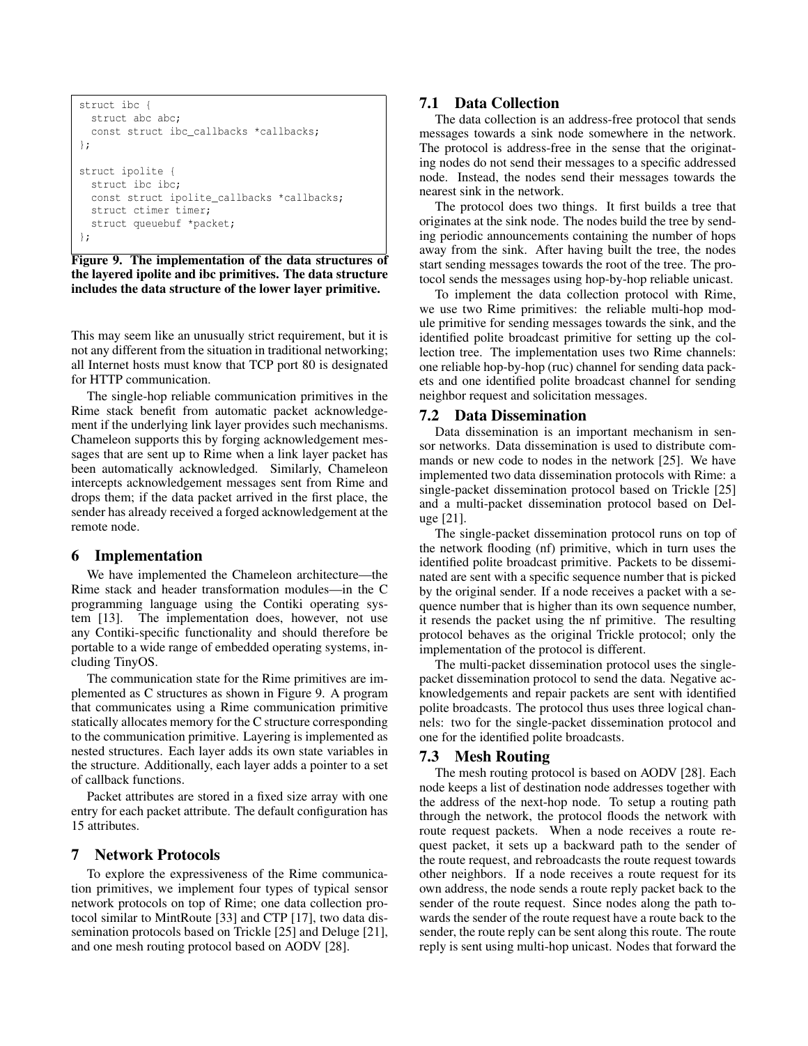```
struct ibc {
  struct abc abc;
  const struct ibc_callbacks *callbacks;
};

struct ipolite {
  struct ibc ibc;
  const struct ipolite_callbacks *callbacks;
  struct ctimer timer;
  struct queuebuf *packet;
};
```

**Figure 9. The implementation of the data structures of the layered ipolite and ibc primitives. The data structure includes the data structure of the lower layer primitive.**

This may seem like an unusually strict requirement, but it is not any different from the situation in traditional networking; all Internet hosts must know that TCP port 80 is designated for HTTP communication.

The single-hop reliable communication primitives in the Rime stack benefit from automatic packet acknowledgement if the underlying link layer provides such mechanisms. Chameleon supports this by forging acknowledgement messages that are sent up to Rime when a link layer packet has been automatically acknowledged. Similarly, Chameleon intercepts acknowledgement messages sent from Rime and drops them; if the data packet arrived in the first place, the sender has already received a forged acknowledgement at the remote node.

# 6 Implementation

We have implemented the Chameleon architecture—the Rime stack and header transformation modules—in the C programming language using the Contiki operating system [13]. The implementation does, however, not use any Contiki-specific functionality and should therefore be portable to a wide range of embedded operating systems, including TinyOS.

The communication state for the Rime primitives are implemented as C structures as shown in Figure 9. A program that communicates using a Rime communication primitive statically allocates memory for the C structure corresponding to the communication primitive. Layering is implemented as nested structures. Each layer adds its own state variables in the structure. Additionally, each layer adds a pointer to a set of callback functions.

Packet attributes are stored in a fixed size array with one entry for each packet attribute. The default configuration has 15 attributes.

# 7 Network Protocols

To explore the expressiveness of the Rime communication primitives, we implement four types of typical sensor network protocols on top of Rime; one data collection protocol similar to MintRoute [33] and CTP [17], two data dissemination protocols based on Trickle [25] and Deluge [21], and one mesh routing protocol based on AODV [28].

## 7.1 Data Collection

The data collection is an address-free protocol that sends messages towards a sink node somewhere in the network. The protocol is address-free in the sense that the originating nodes do not send their messages to a specific addressed node. Instead, the nodes send their messages towards the nearest sink in the network.

The protocol does two things. It first builds a tree that originates at the sink node. The nodes build the tree by sending periodic announcements containing the number of hops away from the sink. After having built the tree, the nodes start sending messages towards the root of the tree. The protocol sends the messages using hop-by-hop reliable unicast.

To implement the data collection protocol with Rime, we use two Rime primitives: the reliable multi-hop module primitive for sending messages towards the sink, and the identified polite broadcast primitive for setting up the collection tree. The implementation uses two Rime channels: one reliable hop-by-hop (ruc) channel for sending data packets and one identified polite broadcast channel for sending neighbor request and solicitation messages.

## 7.2 Data Dissemination

Data dissemination is an important mechanism in sensor networks. Data dissemination is used to distribute commands or new code to nodes in the network [25]. We have implemented two data dissemination protocols with Rime: a single-packet dissemination protocol based on Trickle [25] and a multi-packet dissemination protocol based on Deluge [21].

The single-packet dissemination protocol runs on top of the network flooding (nf) primitive, which in turn uses the identified polite broadcast primitive. Packets to be disseminated are sent with a specific sequence number that is picked by the original sender. If a node receives a packet with a sequence number that is higher than its own sequence number, it resends the packet using the nf primitive. The resulting protocol behaves as the original Trickle protocol; only the implementation of the protocol is different.

The multi-packet dissemination protocol uses the single-packet dissemination protocol to send the data. Negative acknowledgements and repair packets are sent with identified polite broadcasts. The protocol thus uses three logical channels: two for the single-packet dissemination protocol and one for the identified polite broadcasts.

## 7.3 Mesh Routing

The mesh routing protocol is based on AODV [28]. Each node keeps a list of destination node addresses together with the address of the next-hop node. To setup a routing path through the network, the protocol floods the network with route request packets. When a node receives a route request packet, it sets up a backward path to the sender of the route request, and rebroadcasts the route request towards other neighbors. If a node receives a route request for its own address, the node sends a route reply packet back to the sender of the route request. Since nodes along the path towards the sender of the route request have a route back to the sender, the route reply can be sent along this route. The route reply is sent using multi-hop unicast. Nodes that forward the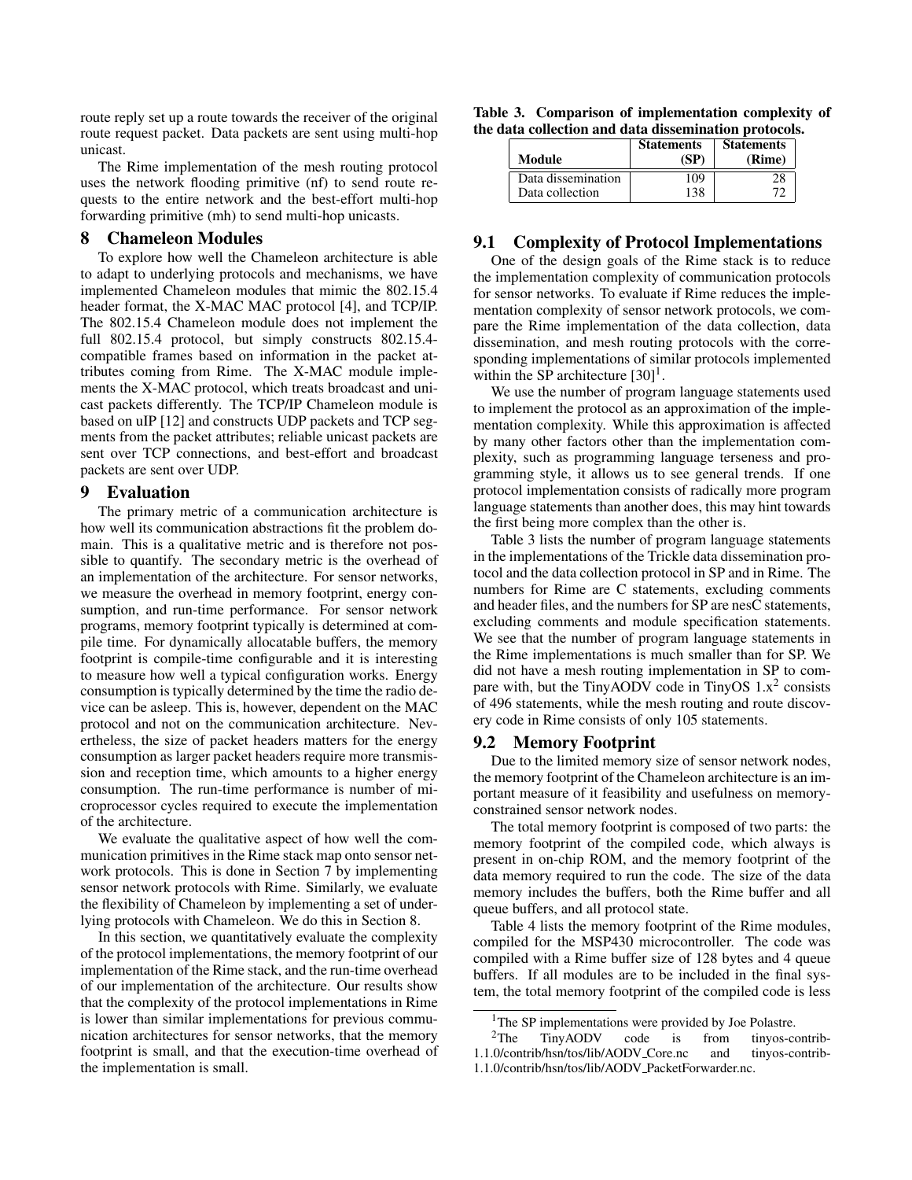route reply set up a route towards the receiver of the original route request packet. Data packets are sent using multi-hop unicast.

The Rime implementation of the mesh routing protocol uses the network flooding primitive (nf) to send route requests to the entire network and the best-effort multi-hop forwarding primitive (mh) to send multi-hop unicasts.

## 8 Chameleon Modules

To explore how well the Chameleon architecture is able to adapt to underlying protocols and mechanisms, we have implemented Chameleon modules that mimic the 802.15.4 header format, the X-MAC MAC protocol [4], and TCP/IP. The 802.15.4 Chameleon module does not implement the full 802.15.4 protocol, but simply constructs 802.15.4-compatible frames based on information in the packet attributes coming from Rime. The X-MAC module implements the X-MAC protocol, which treats broadcast and unicast packets differently. The TCP/IP Chameleon module is based on uIP [12] and constructs UDP packets and TCP segments from the packet attributes; reliable unicast packets are sent over TCP connections, and best-effort and broadcast packets are sent over UDP.

## 9 Evaluation

The primary metric of a communication architecture is how well its communication abstractions fit the problem domain. This is a qualitative metric and is therefore not possible to quantify. The secondary metric is the overhead of an implementation of the architecture. For sensor networks, we measure the overhead in memory footprint, energy consumption, and run-time performance. For sensor network programs, memory footprint typically is determined at compile time. For dynamically allocatable buffers, the memory footprint is compile-time configurable and it is interesting to measure how well a typical configuration works. Energy consumption is typically determined by the time the radio device can be asleep. This is, however, dependent on the MAC protocol and not on the communication architecture. Nevertheless, the size of packet headers matters for the energy consumption as larger packet headers require more transmission and reception time, which amounts to a higher energy consumption. The run-time performance is number of microprocessor cycles required to execute the implementation of the architecture.

We evaluate the qualitative aspect of how well the communication primitives in the Rime stack map onto sensor network protocols. This is done in Section 7 by implementing sensor network protocols with Rime. Similarly, we evaluate the flexibility of Chameleon by implementing a set of underlying protocols with Chameleon. We do this in Section 8.

In this section, we quantitatively evaluate the complexity of the protocol implementations, the memory footprint of our implementation of the Rime stack, and the run-time overhead of our implementation of the architecture. Our results show that the complexity of the protocol implementations in Rime is lower than similar implementations for previous communication architectures for sensor networks, that the memory footprint is small, and that the execution-time overhead of the implementation is small.

**Table 3. Comparison of implementation complexity of the data collection and data dissemination protocols.**

| Module | Statements (SP) | Statements (Rime) |
|---|---|---|
| Data dissemination | 109 | 28 |
| Data collection | 138 | 72 |

### 9.1 Complexity of Protocol Implementations

One of the design goals of the Rime stack is to reduce the implementation complexity of communication protocols for sensor networks. To evaluate if Rime reduces the implementation complexity of sensor network protocols, we compare the Rime implementation of the data collection, data dissemination, and mesh routing protocols with the corresponding implementations of similar protocols implemented within the SP architecture [30][1].

We use the number of program language statements used to implement the protocol as an approximation of the implementation complexity. While this approximation is affected by many other factors other than the implementation complexity, such as programming language terseness and programming style, it allows us to see general trends. If one protocol implementation consists of radically more program language statements than another does, this may hint towards the first being more complex than the other is.

Table 3 lists the number of program language statements in the implementations of the Trickle data dissemination protocol and the data collection protocol in SP and in Rime. The numbers for Rime are C statements, excluding comments and header files, and the numbers for SP are nesC statements, excluding comments and module specification statements. We see that the number of program language statements in the Rime implementations is much smaller than for SP. We did not have a mesh routing implementation in SP to compare with, but the TinyAODV code in TinyOS 1.x[2] consists of 496 statements, while the mesh routing and route discovery code in Rime consists of only 105 statements.

### 9.2 Memory Footprint

Due to the limited memory size of sensor network nodes, the memory footprint of the Chameleon architecture is an important measure of it feasibility and usefulness on memory-constrained sensor network nodes.

The total memory footprint is composed of two parts: the memory footprint of the compiled code, which always is present in on-chip ROM, and the memory footprint of the data memory required to run the code. The size of the data memory includes the buffers, both the Rime buffer and all queue buffers, and all protocol state.

Table 4 lists the memory footprint of the Rime modules, compiled for the MSP430 microcontroller. The code was compiled with a Rime buffer size of 128 bytes and 4 queue buffers. If all modules are to be included in the final system, the total memory footprint of the compiled code is less

[1] The SP implementations were provided by Joe Polastre.

[2] The TinyAODV code is from tinyos-contrib-1.1.0/contrib/hsn/tos/lib/AODV_Core.nc and tinyos-contrib-1.1.0/contrib/hsn/tos/lib/AODV_PacketForwarder.nc.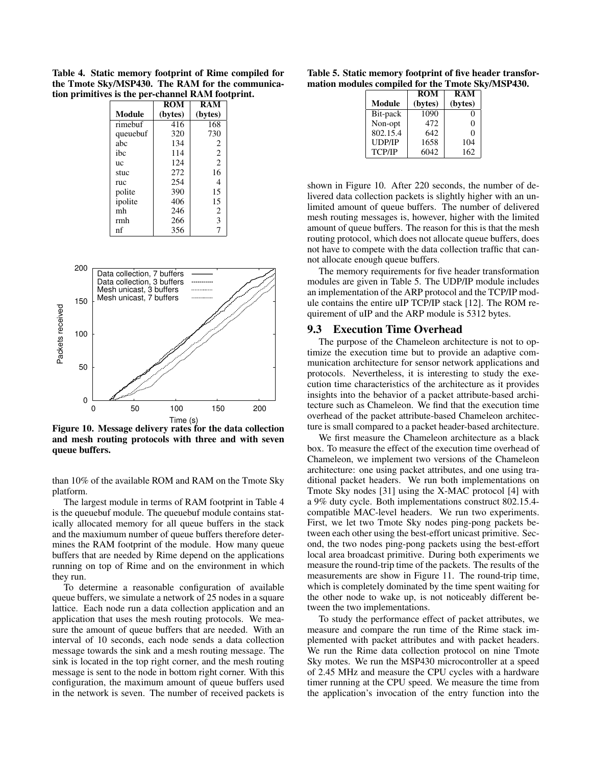**Table 4. Static memory footprint of Rime compiled for the Tmote Sky/MSP430. The RAM for the communication primitives is the per-channel RAM footprint.**

| Module | ROM (bytes) | RAM (bytes) |
|---|---|---|
| rimebuf | 416 | 168 |
| queuebuf | 320 | 730 |
| abc | 134 | 2 |
| ibc | 114 | 2 |
| uc | 124 | 2 |
| stuc | 272 | 16 |
| ruc | 254 | 4 |
| polite | 390 | 15 |
| ipolite | 406 | 15 |
| mh | 246 | 2 |
| rmh | 266 | 3 |
| nf | 356 | 7 |

**Figure 10. Message delivery rates for the data collection and mesh routing protocols with three and with seven queue buffers.**

than 10% of the available ROM and RAM on the Tmote Sky platform.

The largest module in terms of RAM footprint in Table 4 is the queuebuf module. The queuebuf module contains statically allocated memory for all queue buffers in the stack and the maxiumum number of queue buffers therefore determines the RAM footprint of the module. How many queue buffers that are needed by Rime depend on the applications running on top of Rime and on the environment in which they run.

To determine a reasonable configuration of available queue buffers, we simulate a network of 25 nodes in a square lattice. Each node run a data collection application and an application that uses the mesh routing protocols. We measure the amount of queue buffers that are needed. With an interval of 10 seconds, each node sends a data collection message towards the sink and a mesh routing message. The sink is located in the top right corner, and the mesh routing message is sent to the node in bottom right corner. With this configuration, the maximum amount of queue buffers used in the network is seven. The number of received packets is shown in Figure 10. After 220 seconds, the number of delivered data collection packets is slightly higher with an unlimited amount of queue buffers. The number of delivered mesh routing messages is, however, higher with the limited amount of queue buffers. The reason for this is that the mesh routing protocol, which does not allocate queue buffers, does not have to compete with the data collection traffic that cannot allocate enough queue buffers.

**Table 5. Static memory footprint of five header transformation modules compiled for the Tmote Sky/MSP430.**

| Module | ROM (bytes) | RAM (bytes) |
|---|---|---|
| Bit-pack | 1090 | 0 |
| Non-opt | 472 | 0 |
| 802.15.4 | 642 | 0 |
| UDP/IP | 1658 | 104 |
| TCP/IP | 6042 | 162 |

The memory requirements for five header transformation modules are given in Table 5. The UDP/IP module includes an implementation of the ARP protocol and the TCP/IP module contains the entire uIP TCP/IP stack [12]. The ROM requirement of uIP and the ARP module is 5312 bytes.

## 9.3 Execution Time Overhead

The purpose of the Chameleon architecture is not to optimize the execution time but to provide an adaptive communication architecture for sensor network applications and protocols. Nevertheless, it is interesting to study the execution time characteristics of the architecture as it provides insights into the behavior of a packet attribute-based architecture such as Chameleon. We find that the execution time overhead of the packet attribute-based Chameleon architecture is small compared to a packet header-based architecture.

We first measure the Chameleon architecture as a black box. To measure the effect of the execution time overhead of Chameleon, we implement two versions of the Chameleon architecture: one using packet attributes, and one using traditional packet headers. We run both implementations on Tmote Sky nodes [31] using the X-MAC protocol [4] with a 9% duty cycle. Both implementations construct 802.15.4-compatible MAC-level headers. We run two experiments. First, we let two Tmote Sky nodes ping-pong packets between each other using the best-effort unicast primitive. Second, the two nodes ping-pong packets using the best-effort local area broadcast primitive. During both experiments we measure the round-trip time of the packets. The results of the measurements are show in Figure 11. The round-trip time, which is completely dominated by the time spent waiting for the other node to wake up, is not noticeably different between the two implementations.

To study the performance effect of packet attributes, we measure and compare the run time of the Rime stack implemented with packet attributes and with packet headers. We run the Rime data collection protocol on nine Tmote Sky motes. We run the MSP430 microcontroller at a speed of 2.45 MHz and measure the CPU cycles with a hardware timer running at the CPU speed. We measure the time from the application's invocation of the entry function into the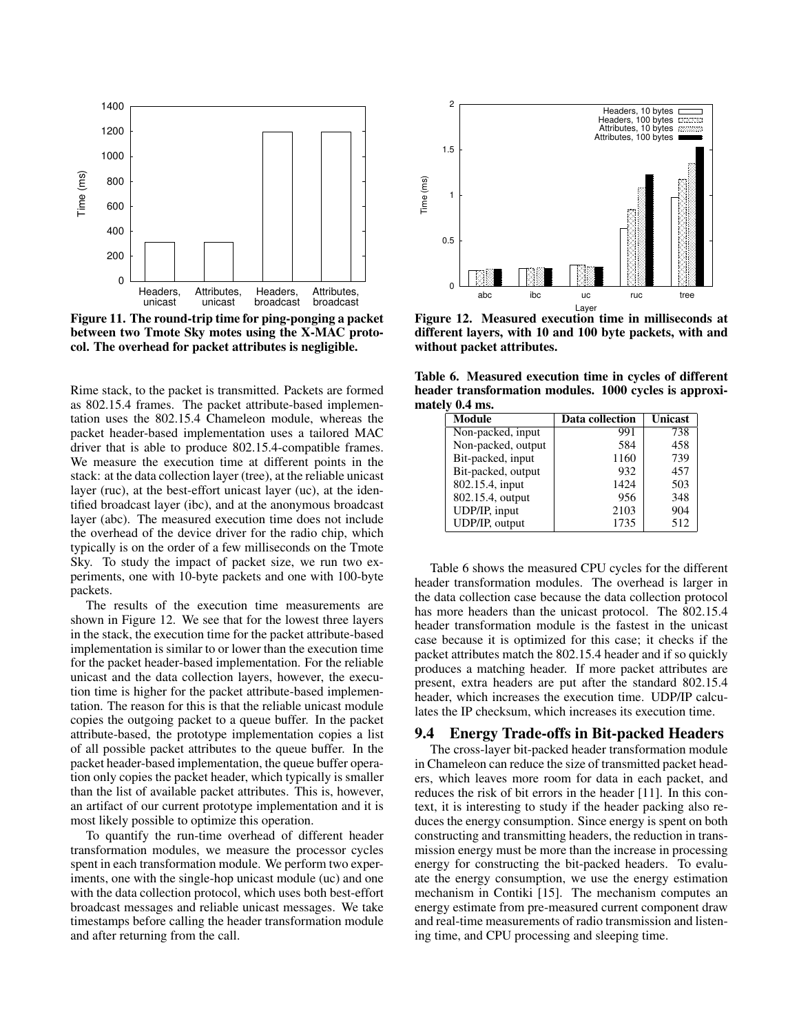Figure 11. The round-trip time for ping-ponging a packet between two Tmote Sky motes using the X-MAC protocol. The overhead for packet attributes is negligible.

Figure 12. Measured execution time in milliseconds at different layers, with 10 and 100 byte packets, with and without packet attributes.

Rime stack, to the packet is transmitted. Packets are formed as 802.15.4 frames. The packet attribute-based implementation uses the 802.15.4 Chameleon module, whereas the packet header-based implementation uses a tailored MAC driver that is able to produce 802.15.4-compatible frames. We measure the execution time at different points in the stack: at the data collection layer (tree), at the reliable unicast layer (ruc), at the best-effort unicast layer (uc), at the identified broadcast layer (ibc), and at the anonymous broadcast layer (abc). The measured execution time does not include the overhead of the device driver for the radio chip, which typically is on the order of a few milliseconds on the Tmote Sky. To study the impact of packet size, we run two experiments, one with 10-byte packets and one with 100-byte packets.

The results of the execution time measurements are shown in Figure 12. We see that for the lowest three layers in the stack, the execution time for the packet attribute-based implementation is similar to or lower than the execution time for the packet header-based implementation. For the reliable unicast and the data collection layers, however, the execution time is higher for the packet attribute-based implementation. The reason for this is that the reliable unicast module copies the outgoing packet to a queue buffer. In the packet attribute-based, the prototype implementation copies a list of all possible packet attributes to the queue buffer. In the packet header-based implementation, the queue buffer operation only copies the packet header, which typically is smaller than the list of available packet attributes. This is, however, an artifact of our current prototype implementation and it is most likely possible to optimize this operation.

To quantify the run-time overhead of different header transformation modules, we measure the processor cycles spent in each transformation module. We perform two experiments, one with the single-hop unicast module (uc) and one with the data collection protocol, which uses both best-effort broadcast messages and reliable unicast messages. We take timestamps before calling the header transformation module and after returning from the call.

Table 6. Measured execution time in cycles of different header transformation modules. 1000 cycles is approximately 0.4 ms.

| Module | Data collection | Unicast |
|---|---|---|
| Non-packed, input | 991 | 738 |
| Non-packed, output | 584 | 458 |
| Bit-packed, input | 1160 | 739 |
| Bit-packed, output | 932 | 457 |
| 802.15.4, input | 1424 | 503 |
| 802.15.4, output | 956 | 348 |
| UDP/IP, input | 2103 | 904 |
| UDP/IP, output | 1735 | 512 |

Table 6 shows the measured CPU cycles for the different header transformation modules. The overhead is larger in the data collection case because the data collection protocol has more headers than the unicast protocol. The 802.15.4 header transformation module is the fastest in the unicast case because it is optimized for this case; it checks if the packet attributes match the 802.15.4 header and if so quickly produces a matching header. If more packet attributes are present, extra headers are put after the standard 802.15.4 header, which increases the execution time. UDP/IP calculates the IP checksum, which increases its execution time.

## 9.4 Energy Trade-offs in Bit-packed Headers

The cross-layer bit-packed header transformation module in Chameleon can reduce the size of transmitted packet headers, which leaves more room for data in each packet, and reduces the risk of bit errors in the header [11]. In this context, it is interesting to study if the header packing also reduces the energy consumption. Since energy is spent on both constructing and transmitting headers, the reduction in transmission energy must be more than the increase in processing energy for constructing the bit-packed headers. To evaluate the energy consumption, we use the energy estimation mechanism in Contiki [15]. The mechanism computes an energy estimate from pre-measured current component draw and real-time measurements of radio transmission and listening time, and CPU processing and sleeping time.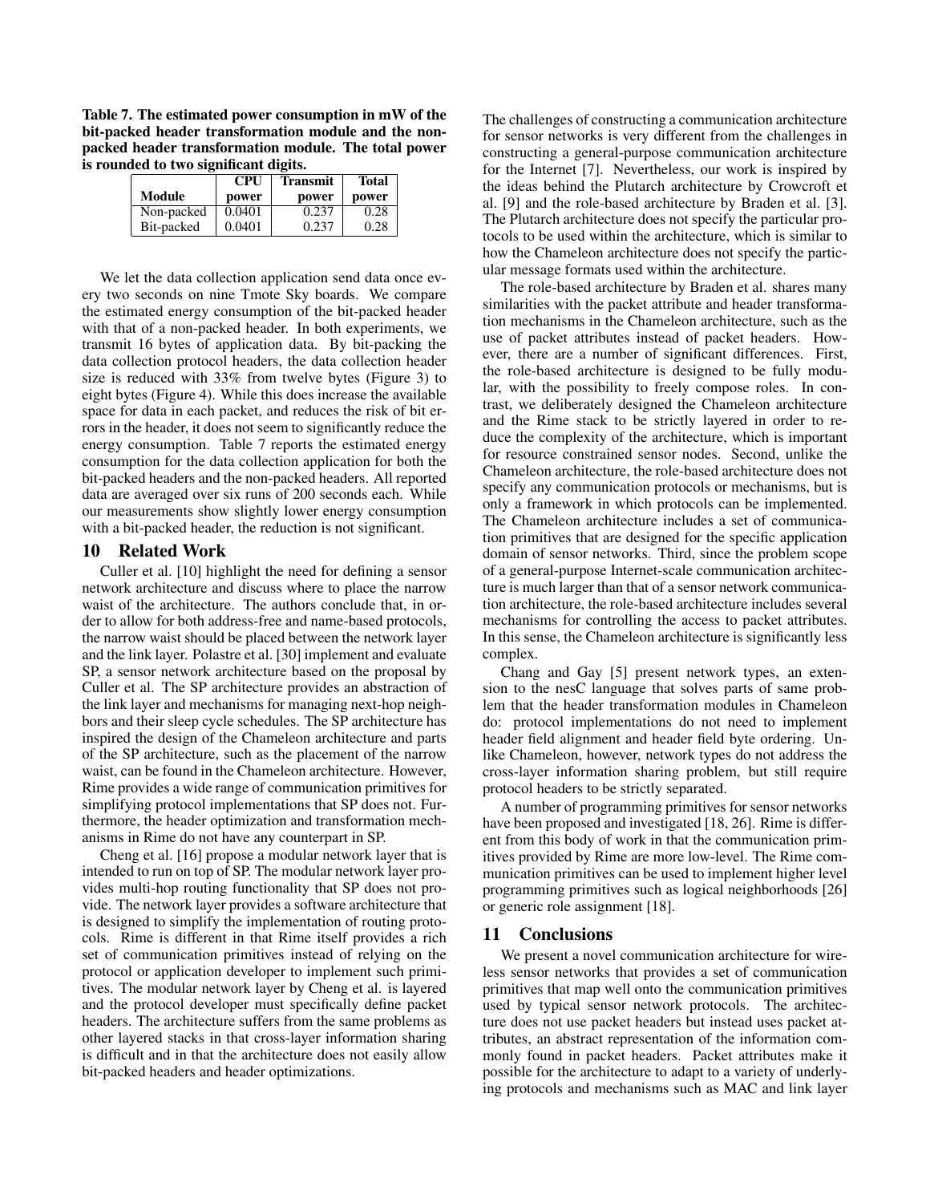**Table 7. The estimated power consumption in mW of the bit-packed header transformation module and the non-packed header transformation module. The total power is rounded to two significant digits.**

| Module | CPU power | Transmit power | Total power |
|---|---|---|---|
| Non-packed | 0.0401 | 0.237 | 0.28 |
| Bit-packed | 0.0401 | 0.237 | 0.28 |

We let the data collection application send data once every two seconds on nine Tmote Sky boards. We compare the estimated energy consumption of the bit-packed header with that of a non-packed header. In both experiments, we transmit 16 bytes of application data. By bit-packing the data collection protocol headers, the data collection header size is reduced with 33% from twelve bytes (Figure 3) to eight bytes (Figure 4). While this does increase the available space for data in each packet, and reduces the risk of bit errors in the header, it does not seem to significantly reduce the energy consumption. Table 7 reports the estimated energy consumption for the data collection application for both the bit-packed headers and the non-packed headers. All reported data are averaged over six runs of 200 seconds each. While our measurements show slightly lower energy consumption with a bit-packed header, the reduction is not significant.

## 10 Related Work

Culler et al. [10] highlight the need for defining a sensor network architecture and discuss where to place the narrow waist of the architecture. The authors conclude that, in order to allow for both address-free and name-based protocols, the narrow waist should be placed between the network layer and the link layer. Polastre et al. [30] implement and evaluate SP, a sensor network architecture based on the proposal by Culler et al. The SP architecture provides an abstraction of the link layer and mechanisms for managing next-hop neighbors and their sleep cycle schedules. The SP architecture has inspired the design of the Chameleon architecture and parts of the SP architecture, such as the placement of the narrow waist, can be found in the Chameleon architecture. However, Rime provides a wide range of communication primitives for simplifying protocol implementations that SP does not. Furthermore, the header optimization and transformation mechanisms in Rime do not have any counterpart in SP.

Cheng et al. [16] propose a modular network layer that is intended to run on top of SP. The modular network layer provides multi-hop routing functionality that SP does not provide. The network layer provides a software architecture that is designed to simplify the implementation of routing protocols. Rime is different in that Rime itself provides a rich set of communication primitives instead of relying on the protocol or application developer to implement such primitives. The modular network layer by Cheng et al. is layered and the protocol developer must specifically define packet headers. The architecture suffers from the same problems as other layered stacks in that cross-layer information sharing is difficult and in that the architecture does not easily allow bit-packed headers and header optimizations.

The challenges of constructing a communication architecture for sensor networks is very different from the challenges in constructing a general-purpose communication architecture for the Internet [7]. Nevertheless, our work is inspired by the ideas behind the Plutarch architecture by Crowcroft et al. [9] and the role-based architecture by Braden et al. [3]. The Plutarch architecture does not specify the particular protocols to be used within the architecture, which is similar to how the Chameleon architecture does not specify the particular message formats used within the architecture.

The role-based architecture by Braden et al. shares many similarities with the packet attribute and header transformation mechanisms in the Chameleon architecture, such as the use of packet attributes instead of packet headers. However, there are a number of significant differences. First, the role-based architecture is designed to be fully modular, with the possibility to freely compose roles. In contrast, we deliberately designed the Chameleon architecture and the Rime stack to be strictly layered in order to reduce the complexity of the architecture, which is important for resource constrained sensor nodes. Second, unlike the Chameleon architecture, the role-based architecture does not specify any communication protocols or mechanisms, but is only a framework in which protocols can be implemented. The Chameleon architecture includes a set of communication primitives that are designed for the specific application domain of sensor networks. Third, since the problem scope of a general-purpose Internet-scale communication architecture is much larger than that of a sensor network communication architecture, the role-based architecture includes several mechanisms for controlling the access to packet attributes. In this sense, the Chameleon architecture is significantly less complex.

Chang and Gay [5] present network types, an extension to the nesC language that solves parts of same problem that the header transformation modules in Chameleon do: protocol implementations do not need to implement header field alignment and header field byte ordering. Unlike Chameleon, however, network types do not address the cross-layer information sharing problem, but still require protocol headers to be strictly separated.

A number of programming primitives for sensor networks have been proposed and investigated [18, 26]. Rime is different from this body of work in that the communication primitives provided by Rime are more low-level. The Rime communication primitives can be used to implement higher level programming primitives such as logical neighborhoods [26] or generic role assignment [18].

## 11 Conclusions

We present a novel communication architecture for wireless sensor networks that provides a set of communication primitives that map well onto the communication primitives used by typical sensor network protocols. The architecture does not use packet headers but instead uses packet attributes, an abstract representation of the information commonly found in packet headers. Packet attributes make it possible for the architecture to adapt to a variety of underlying protocols and mechanisms such as MAC and link layer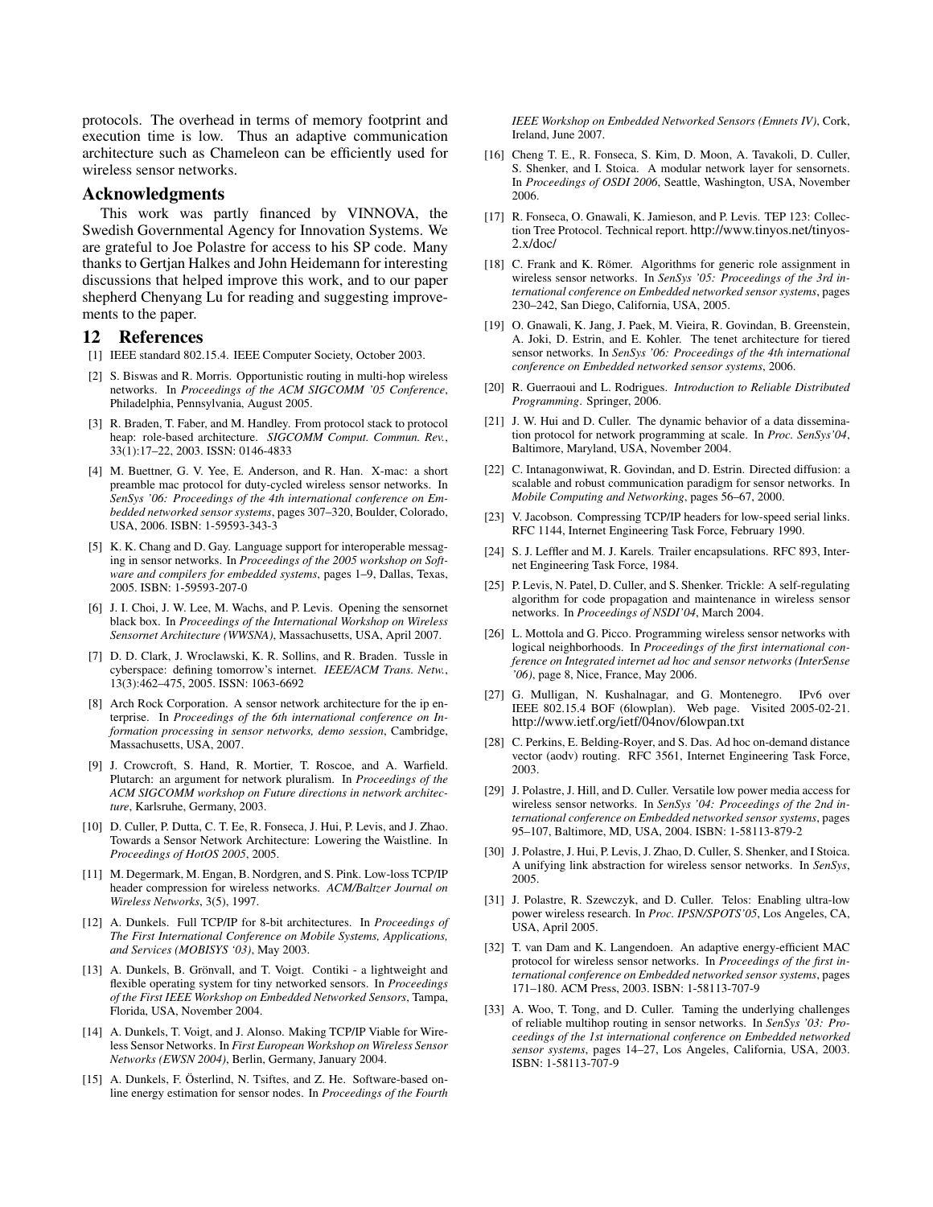protocols. The overhead in terms of memory footprint and execution time is low. Thus an adaptive communication architecture such as Chameleon can be efficiently used for wireless sensor networks.

## Acknowledgments

This work was partly financed by VINNOVA, the Swedish Governmental Agency for Innovation Systems. We are grateful to Joe Polastre for access to his SP code. Many thanks to Gertjan Halkes and John Heidemann for interesting discussions that helped improve this work, and to our paper shepherd Chenyang Lu for reading and suggesting improvements to the paper.

## 12 References

[1] IEEE standard 802.15.4. IEEE Computer Society, October 2003.

[2] S. Biswas and R. Morris. Opportunistic routing in multi-hop wireless networks. In *Proceedings of the ACM SIGCOMM '05 Conference*, Philadelphia, Pennsylvania, August 2005.

[3] R. Braden, T. Faber, and M. Handley. From protocol stack to protocol heap: role-based architecture. *SIGCOMM Comput. Commun. Rev.*, 33(1):17–22, 2003. ISSN: 0146-4833

[4] M. Buettner, G. V. Yee, E. Anderson, and R. Han. X-mac: a short preamble mac protocol for duty-cycled wireless sensor networks. In *SenSys '06: Proceedings of the 4th international conference on Embedded networked sensor systems*, pages 307–320, Boulder, Colorado, USA, 2006. ISBN: 1-59593-343-3

[5] K. K. Chang and D. Gay. Language support for interoperable messaging in sensor networks. In *Proceedings of the 2005 workshop on Software and compilers for embedded systems*, pages 1–9, Dallas, Texas, 2005. ISBN: 1-59593-207-0

[6] J. I. Choi, J. W. Lee, M. Wachs, and P. Levis. Opening the sensornet black box. In *Proceedings of the International Workshop on Wireless Sensornet Architecture (WWSNA)*, Massachusetts, USA, April 2007.

[7] D. D. Clark, J. Wroclawski, K. R. Sollins, and R. Braden. Tussle in cyberspace: defining tomorrow's internet. *IEEE/ACM Trans. Netw.*, 13(3):462–475, 2005. ISSN: 1063-6692

[8] Arch Rock Corporation. A sensor network architecture for the ip enterprise. In *Proceedings of the 6th international conference on Information processing in sensor networks, demo session*, Cambridge, Massachusetts, USA, 2007.

[9] J. Crowcroft, S. Hand, R. Mortier, T. Roscoe, and A. Warfield. Plutarch: an argument for network pluralism. In *Proceedings of the ACM SIGCOMM workshop on Future directions in network architecture*, Karlsruhe, Germany, 2003.

[10] D. Culler, P. Dutta, C. T. Ee, R. Fonseca, J. Hui, P. Levis, and J. Zhao. Towards a Sensor Network Architecture: Lowering the Waistline. In *Proceedings of HotOS 2005*, 2005.

[11] M. Degermark, M. Engan, B. Nordgren, and S. Pink. Low-loss TCP/IP header compression for wireless networks. *ACM/Baltzer Journal on Wireless Networks*, 3(5), 1997.

[12] A. Dunkels. Full TCP/IP for 8-bit architectures. In *Proceedings of The First International Conference on Mobile Systems, Applications, and Services (MOBISYS '03)*, May 2003.

[13] A. Dunkels, B. Grönvall, and T. Voigt. Contiki - a lightweight and flexible operating system for tiny networked sensors. In *Proceedings of the First IEEE Workshop on Embedded Networked Sensors*, Tampa, Florida, USA, November 2004.

[14] A. Dunkels, T. Voigt, and J. Alonso. Making TCP/IP Viable for Wireless Sensor Networks. In *First European Workshop on Wireless Sensor Networks (EWSN 2004)*, Berlin, Germany, January 2004.

[15] A. Dunkels, F. Österlind, N. Tsiftes, and Z. He. Software-based on-line energy estimation for sensor nodes. In *Proceedings of the Fourth IEEE Workshop on Embedded Networked Sensors (Emnets IV)*, Cork, Ireland, June 2007.

[16] Cheng T. E., R. Fonseca, S. Kim, D. Moon, A. Tavakoli, D. Culler, S. Shenker, and I. Stoica. A modular network layer for sensornets. In *Proceedings of OSDI 2006*, Seattle, Washington, USA, November 2006.

[17] R. Fonseca, O. Gnawali, K. Jamieson, and P. Levis. TEP 123: Collection Tree Protocol. Technical report. http://www.tinyos.net/tinyos-2.x/doc/

[18] C. Frank and K. Römer. Algorithms for generic role assignment in wireless sensor networks. In *SenSys '05: Proceedings of the 3rd international conference on Embedded networked sensor systems*, pages 230–242, San Diego, California, USA, 2005.

[19] O. Gnawali, K. Jang, J. Paek, M. Vieira, R. Govindan, B. Greenstein, A. Joki, D. Estrin, and E. Kohler. The tenet architecture for tiered sensor networks. In *SenSys '06: Proceedings of the 4th international conference on Embedded networked sensor systems*, 2006.

[20] R. Guerraoui and L. Rodrigues. *Introduction to Reliable Distributed Programming*. Springer, 2006.

[21] J. W. Hui and D. Culler. The dynamic behavior of a data dissemination protocol for network programming at scale. In *Proc. SenSys'04*, Baltimore, Maryland, USA, November 2004.

[22] C. Intanagonwiwat, R. Govindan, and D. Estrin. Directed diffusion: a scalable and robust communication paradigm for sensor networks. In *Mobile Computing and Networking*, pages 56–67, 2000.

[23] V. Jacobson. Compressing TCP/IP headers for low-speed serial links. RFC 1144, Internet Engineering Task Force, February 1990.

[24] S. J. Leffler and M. J. Karels. Trailer encapsulations. RFC 893, Internet Engineering Task Force, 1984.

[25] P. Levis, N. Patel, D. Culler, and S. Shenker. Trickle: A self-regulating algorithm for code propagation and maintenance in wireless sensor networks. In *Proceedings of NSDI'04*, March 2004.

[26] L. Mottola and G. Picco. Programming wireless sensor networks with logical neighborhoods. In *Proceedings of the first international conference on Integrated internet ad hoc and sensor networks (InterSense '06)*, page 8, Nice, France, May 2006.

[27] G. Mulligan, N. Kushalnagar, and G. Montenegro. IPv6 over IEEE 802.15.4 BOF (6lowplan). Web page. Visited 2005-02-21. http://www.ietf.org/ietf/04nov/6lowpan.txt

[28] C. Perkins, E. Belding-Royer, and S. Das. Ad hoc on-demand distance vector (aodv) routing. RFC 3561, Internet Engineering Task Force, 2003.

[29] J. Polastre, J. Hill, and D. Culler. Versatile low power media access for wireless sensor networks. In *SenSys '04: Proceedings of the 2nd international conference on Embedded networked sensor systems*, pages 95–107, Baltimore, MD, USA, 2004. ISBN: 1-58113-879-2

[30] J. Polastre, J. Hui, P. Levis, J. Zhao, D. Culler, S. Shenker, and I Stoica. A unifying link abstraction for wireless sensor networks. In *SenSys*, 2005.

[31] J. Polastre, R. Szewczyk, and D. Culler. Telos: Enabling ultra-low power wireless research. In *Proc. IPSN/SPOTS'05*, Los Angeles, CA, USA, April 2005.

[32] T. van Dam and K. Langendoen. An adaptive energy-efficient MAC protocol for wireless sensor networks. In *Proceedings of the first international conference on Embedded networked sensor systems*, pages 171–180. ACM Press, 2003. ISBN: 1-58113-707-9

[33] A. Woo, T. Tong, and D. Culler. Taming the underlying challenges of reliable multihop routing in sensor networks. In *SenSys '03: Proceedings of the 1st international conference on Embedded networked sensor systems*, pages 14–27, Los Angeles, California, USA, 2003. ISBN: 1-58113-707-9